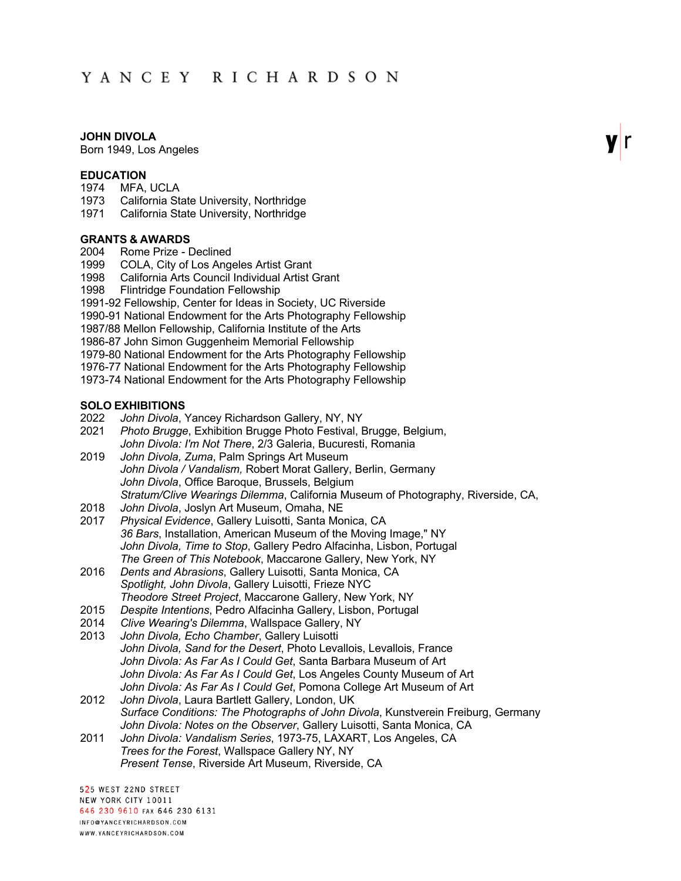YANCEY RICHARDSON

**JOHN DIVOLA**
Born 1949, Los Angeles

**EDUCATION**

1974 MFA, UCLA
1973 California State University, Northridge
1971 California State University, Northridge

**GRANTS & AWARDS**

2004 Rome Prize - Declined
1999 COLA, City of Los Angeles Artist Grant
1998 California Arts Council Individual Artist Grant
1998 Flintridge Foundation Fellowship
1991-92 Fellowship, Center for Ideas in Society, UC Riverside
1990-91 National Endowment for the Arts Photography Fellowship
1987/88 Mellon Fellowship, California Institute of the Arts
1986-87 John Simon Guggenheim Memorial Fellowship
1979-80 National Endowment for the Arts Photography Fellowship
1976-77 National Endowment for the Arts Photography Fellowship
1973-74 National Endowment for the Arts Photography Fellowship

**SOLO EXHIBITIONS**

2022 *John Divola*, Yancey Richardson Gallery, NY, NY
2021 *Photo Brugge*, Exhibition Brugge Photo Festival, Brugge, Belgium,
*John Divola: I'm Not There*, 2/3 Galeria, Bucuresti, Romania
2019 *John Divola, Zuma*, Palm Springs Art Museum
*John Divola / Vandalism,* Robert Morat Gallery, Berlin, Germany
*John Divola*, Office Baroque, Brussels, Belgium
*Stratum/Clive Wearings Dilemma*, California Museum of Photography, Riverside, CA,
2018 *John Divola*, Joslyn Art Museum, Omaha, NE
2017 *Physical Evidence*, Gallery Luisotti, Santa Monica, CA
*36 Bars*, Installation, American Museum of the Moving Image," NY
*John Divola, Time to Stop*, Gallery Pedro Alfacinha, Lisbon, Portugal
*The Green of This Notebook*, Maccarone Gallery, New York, NY
2016 *Dents and Abrasions*, Gallery Luisotti, Santa Monica, CA
*Spotlight, John Divola*, Gallery Luisotti, Frieze NYC
*Theodore Street Project*, Maccarone Gallery, New York, NY
2015 *Despite Intentions*, Pedro Alfacinha Gallery, Lisbon, Portugal
2014 *Clive Wearing's Dilemma*, Wallspace Gallery, NY
2013 *John Divola, Echo Chamber*, Gallery Luisotti
*John Divola, Sand for the Desert*, Photo Levallois, Levallois, France
*John Divola: As Far As I Could Get*, Santa Barbara Museum of Art
*John Divola: As Far As I Could Get*, Los Angeles County Museum of Art
*John Divola: As Far As I Could Get*, Pomona College Art Museum of Art
2012 *John Divola*, Laura Bartlett Gallery, London, UK
*Surface Conditions: The Photographs of John Divola*, Kunstverein Freiburg, Germany
*John Divola: Notes on the Observer*, Gallery Luisotti, Santa Monica, CA
2011 *John Divola: Vandalism Series*, 1973-75, LAXART, Los Angeles, CA
*Trees for the Forest*, Wallspace Gallery NY, NY
*Present Tense*, Riverside Art Museum, Riverside, CA

525 WEST 22ND STREET
NEW YORK CITY 10011
646 230 9610 FAX 646 230 6131
INFO@YANCEYRICHARDSON.COM
WWW.YANCEYRICHARDSON.COM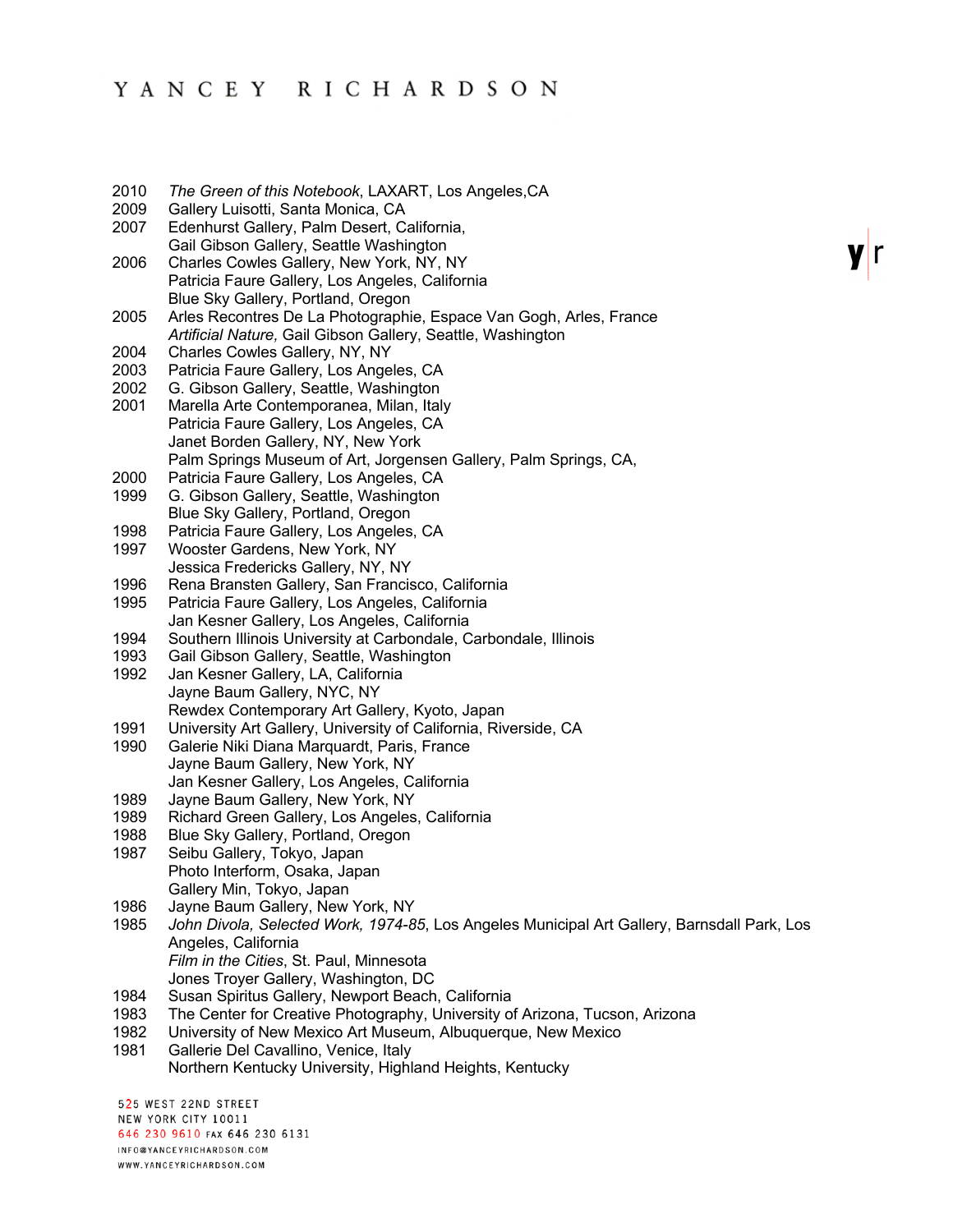2010 *The Green of this Notebook*, LAXART, Los Angeles,CA
2009 Gallery Luisotti, Santa Monica, CA
2007 Edenhurst Gallery, Palm Desert, California,
Gail Gibson Gallery, Seattle Washington
2006 Charles Cowles Gallery, New York, NY, NY
Patricia Faure Gallery, Los Angeles, California
Blue Sky Gallery, Portland, Oregon
2005 Arles Recontres De La Photographie, Espace Van Gogh, Arles, France
*Artificial Nature,* Gail Gibson Gallery, Seattle, Washington
2004 Charles Cowles Gallery, NY, NY
2003 Patricia Faure Gallery, Los Angeles, CA
2002 G. Gibson Gallery, Seattle, Washington
2001 Marella Arte Contemporanea, Milan, Italy
Patricia Faure Gallery, Los Angeles, CA
Janet Borden Gallery, NY, New York
Palm Springs Museum of Art, Jorgensen Gallery, Palm Springs, CA,
2000 Patricia Faure Gallery, Los Angeles, CA
1999 G. Gibson Gallery, Seattle, Washington
Blue Sky Gallery, Portland, Oregon
1998 Patricia Faure Gallery, Los Angeles, CA
1997 Wooster Gardens, New York, NY
Jessica Fredericks Gallery, NY, NY
1996 Rena Bransten Gallery, San Francisco, California
1995 Patricia Faure Gallery, Los Angeles, California
Jan Kesner Gallery, Los Angeles, California
1994 Southern Illinois University at Carbondale, Carbondale, Illinois
1993 Gail Gibson Gallery, Seattle, Washington
1992 Jan Kesner Gallery, LA, California
Jayne Baum Gallery, NYC, NY
Rewdex Contemporary Art Gallery, Kyoto, Japan
1991 University Art Gallery, University of California, Riverside, CA
1990 Galerie Niki Diana Marquardt, Paris, France
Jayne Baum Gallery, New York, NY
Jan Kesner Gallery, Los Angeles, California
1989 Jayne Baum Gallery, New York, NY
1989 Richard Green Gallery, Los Angeles, California
1988 Blue Sky Gallery, Portland, Oregon
1987 Seibu Gallery, Tokyo, Japan
Photo Interform, Osaka, Japan
Gallery Min, Tokyo, Japan
1986 Jayne Baum Gallery, New York, NY
1985 *John Divola, Selected Work, 1974-85*, Los Angeles Municipal Art Gallery, Barnsdall Park, Los Angeles, California
*Film in the Cities*, St. Paul, Minnesota
Jones Troyer Gallery, Washington, DC
1984 Susan Spiritus Gallery, Newport Beach, California
1983 The Center for Creative Photography, University of Arizona, Tucson, Arizona
1982 University of New Mexico Art Museum, Albuquerque, New Mexico
1981 Gallerie Del Cavallino, Venice, Italy
Northern Kentucky University, Highland Heights, Kentucky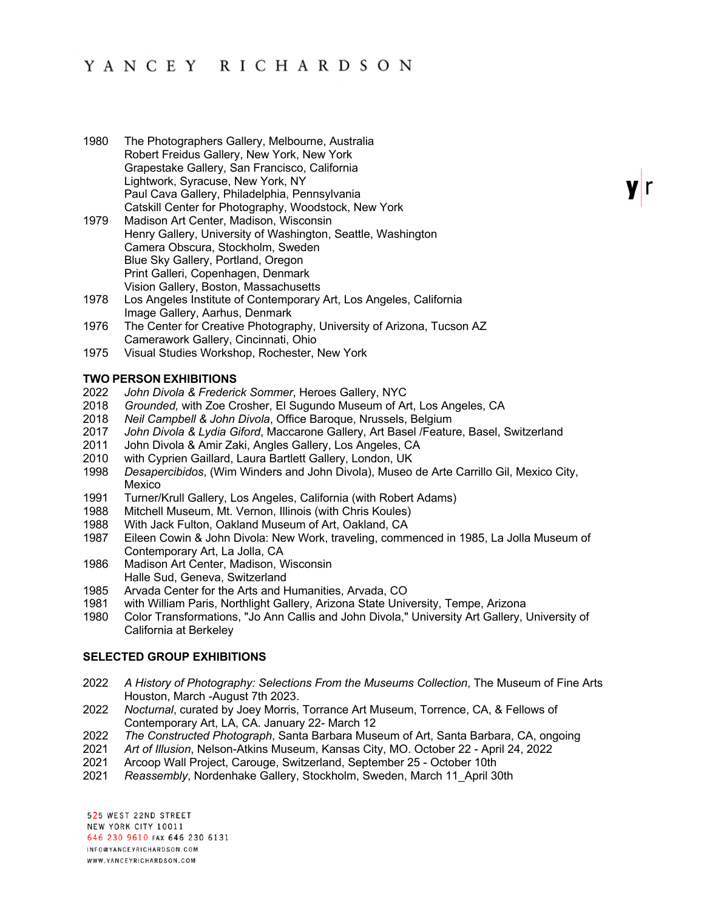1980 The Photographers Gallery, Melbourne, Australia
Robert Freidus Gallery, New York, New York
Grapestake Gallery, San Francisco, California
Lightwork, Syracuse, New York, NY
Paul Cava Gallery, Philadelphia, Pennsylvania
Catskill Center for Photography, Woodstock, New York

1979 Madison Art Center, Madison, Wisconsin
Henry Gallery, University of Washington, Seattle, Washington
Camera Obscura, Stockholm, Sweden
Blue Sky Gallery, Portland, Oregon
Print Galleri, Copenhagen, Denmark
Vision Gallery, Boston, Massachusetts

1978 Los Angeles Institute of Contemporary Art, Los Angeles, California
Image Gallery, Aarhus, Denmark

1976 The Center for Creative Photography, University of Arizona, Tucson AZ
Camerawork Gallery, Cincinnati, Ohio

1975 Visual Studies Workshop, Rochester, New York

**TWO PERSON EXHIBITIONS**

2022 *John Divola & Frederick Sommer*, Heroes Gallery, NYC
2018 *Grounded,* with Zoe Crosher, El Sugundo Museum of Art, Los Angeles, CA
2018 *Neil Campbell & John Divola*, Office Baroque, Nrussels, Belgium
2017 *John Divola & Lydia Giford*, Maccarone Gallery, Art Basel /Feature, Basel, Switzerland
2011 John Divola & Amir Zaki, Angles Gallery, Los Angeles, CA
2010 with Cyprien Gaillard, Laura Bartlett Gallery, London, UK
1998 *Desapercibidos*, (Wim Winders and John Divola), Museo de Arte Carrillo Gil, Mexico City, Mexico
1991 Turner/Krull Gallery, Los Angeles, California (with Robert Adams)
1988 Mitchell Museum, Mt. Vernon, Illinois (with Chris Koules)
1988 With Jack Fulton, Oakland Museum of Art, Oakland, CA
1987 Eileen Cowin & John Divola: New Work, traveling, commenced in 1985, La Jolla Museum of Contemporary Art, La Jolla, CA
1986 Madison Art Center, Madison, Wisconsin
Halle Sud, Geneva, Switzerland
1985 Arvada Center for the Arts and Humanities, Arvada, CO
1981 with William Paris, Northlight Gallery, Arizona State University, Tempe, Arizona
1980 Color Transformations, "Jo Ann Callis and John Divola," University Art Gallery, University of California at Berkeley

**SELECTED GROUP EXHIBITIONS**

2022 *A History of Photography: Selections From the Museums Collection*, The Museum of Fine Arts Houston, March -August 7th 2023.
2022 *Nocturnal*, curated by Joey Morris, Torrance Art Museum, Torrence, CA, & Fellows of Contemporary Art, LA, CA. January 22- March 12
2022 *The Constructed Photograph*, Santa Barbara Museum of Art, Santa Barbara, CA, ongoing
2021 *Art of Illusion*, Nelson-Atkins Museum, Kansas City, MO. October 22 - April 24, 2022
2021 Arcoop Wall Project, Carouge, Switzerland, September 25 - October 10th
2021 *Reassembly*, Nordenhake Gallery, Stockholm, Sweden, March 11_April 30th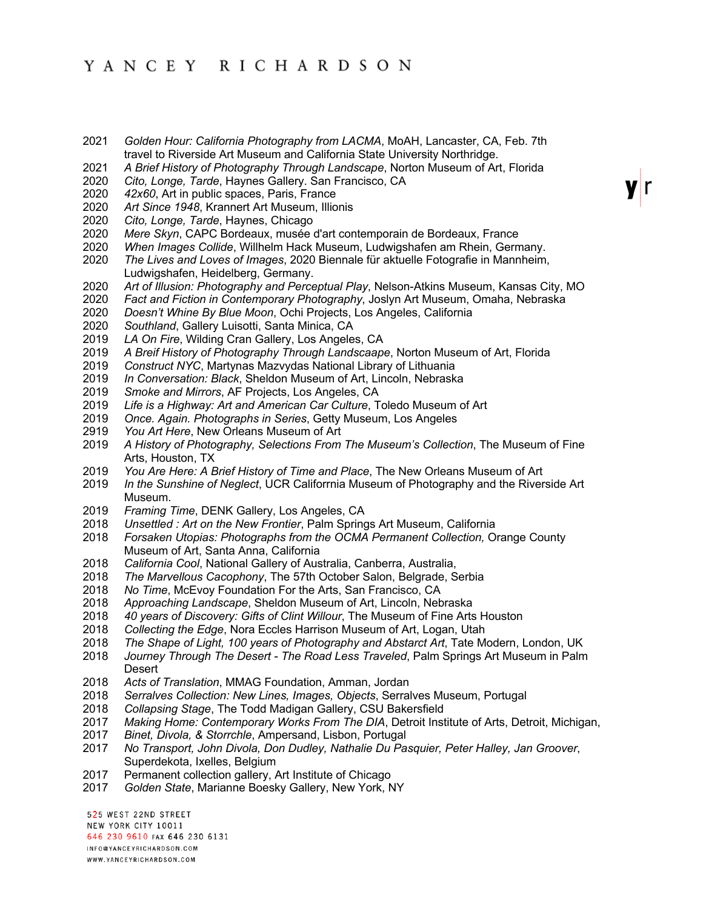2021 *Golden Hour: California Photography from LACMA*, MoAH, Lancaster, CA, Feb. 7th travel to Riverside Art Museum and California State University Northridge.
2021 *A Brief History of Photography Through Landscape*, Norton Museum of Art, Florida
2020 *Cito, Longe, Tarde*, Haynes Gallery. San Francisco, CA
2020 *42x60*, Art in public spaces, Paris, France
2020 *Art Since 1948*, Krannert Art Museum, Illionis
2020 *Cito, Longe, Tarde*, Haynes, Chicago
2020 *Mere Skyn*, CAPC Bordeaux, musée d'art contemporain de Bordeaux, France
2020 *When Images Collide*, Willhelm Hack Museum, Ludwigshafen am Rhein, Germany.
2020 *The Lives and Loves of Images*, 2020 Biennale für aktuelle Fotografie in Mannheim, Ludwigshafen, Heidelberg, Germany.
2020 *Art of Illusion: Photography and Perceptual Play*, Nelson-Atkins Museum, Kansas City, MO
2020 *Fact and Fiction in Contemporary Photography*, Joslyn Art Museum, Omaha, Nebraska
2020 *Doesn't Whine By Blue Moon*, Ochi Projects, Los Angeles, California
2020 *Southland*, Gallery Luisotti, Santa Minica, CA
2019 *LA On Fire*, Wilding Cran Gallery, Los Angeles, CA
2019 *A Breif History of Photography Through Landscaape*, Norton Museum of Art, Florida
2019 *Construct NYC*, Martynas Mazvydas National Library of Lithuania
2019 *In Conversation: Black*, Sheldon Museum of Art, Lincoln, Nebraska
2019 *Smoke and Mirrors*, AF Projects, Los Angeles, CA
2019 *Life is a Highway: Art and American Car Culture*, Toledo Museum of Art
2019 *Once. Again. Photographs in Series*, Getty Museum, Los Angeles
2919 *You Art Here*, New Orleans Museum of Art
2019 *A History of Photography, Selections From The Museum's Collection*, The Museum of Fine Arts, Houston, TX
2019 *You Are Here: A Brief History of Time and Place*, The New Orleans Museum of Art
2019 *In the Sunshine of Neglect*, UCR Califorrnia Museum of Photography and the Riverside Art Museum.
2019 *Framing Time*, DENK Gallery, Los Angeles, CA
2018 *Unsettled : Art on the New Frontier*, Palm Springs Art Museum, California
2018 *Forsaken Utopias: Photographs from the OCMA Permanent Collection,* Orange County Museum of Art, Santa Anna, California
2018 *California Cool*, National Gallery of Australia, Canberra, Australia,
2018 *The Marvellous Cacophony*, The 57th October Salon, Belgrade, Serbia
2018 *No Time*, McEvoy Foundation For the Arts, San Francisco, CA
2018 *Approaching Landscape*, Sheldon Museum of Art, Lincoln, Nebraska
2018 *40 years of Discovery: Gifts of Clint Willour*, The Museum of Fine Arts Houston
2018 *Collecting the Edge*, Nora Eccles Harrison Museum of Art, Logan, Utah
2018 *The Shape of Light, 100 years of Photography and Abstarct Art*, Tate Modern, London, UK
2018 *Journey Through The Desert - The Road Less Traveled*, Palm Springs Art Museum in Palm Desert
2018 *Acts of Translation*, MMAG Foundation, Amman, Jordan
2018 *Serralves Collection: New Lines, Images, Objects*, Serralves Museum, Portugal
2018 *Collapsing Stage*, The Todd Madigan Gallery, CSU Bakersfield
2017 *Making Home: Contemporary Works From The DIA*, Detroit Institute of Arts, Detroit, Michigan,
2017 *Binet, Divola, & Storrchle*, Ampersand, Lisbon, Portugal
2017 *No Transport, John Divola, Don Dudley, Nathalie Du Pasquier, Peter Halley, Jan Groover*, Superdekota, Ixelles, Belgium
2017 Permanent collection gallery, Art Institute of Chicago
2017 *Golden State*, Marianne Boesky Gallery, New York, NY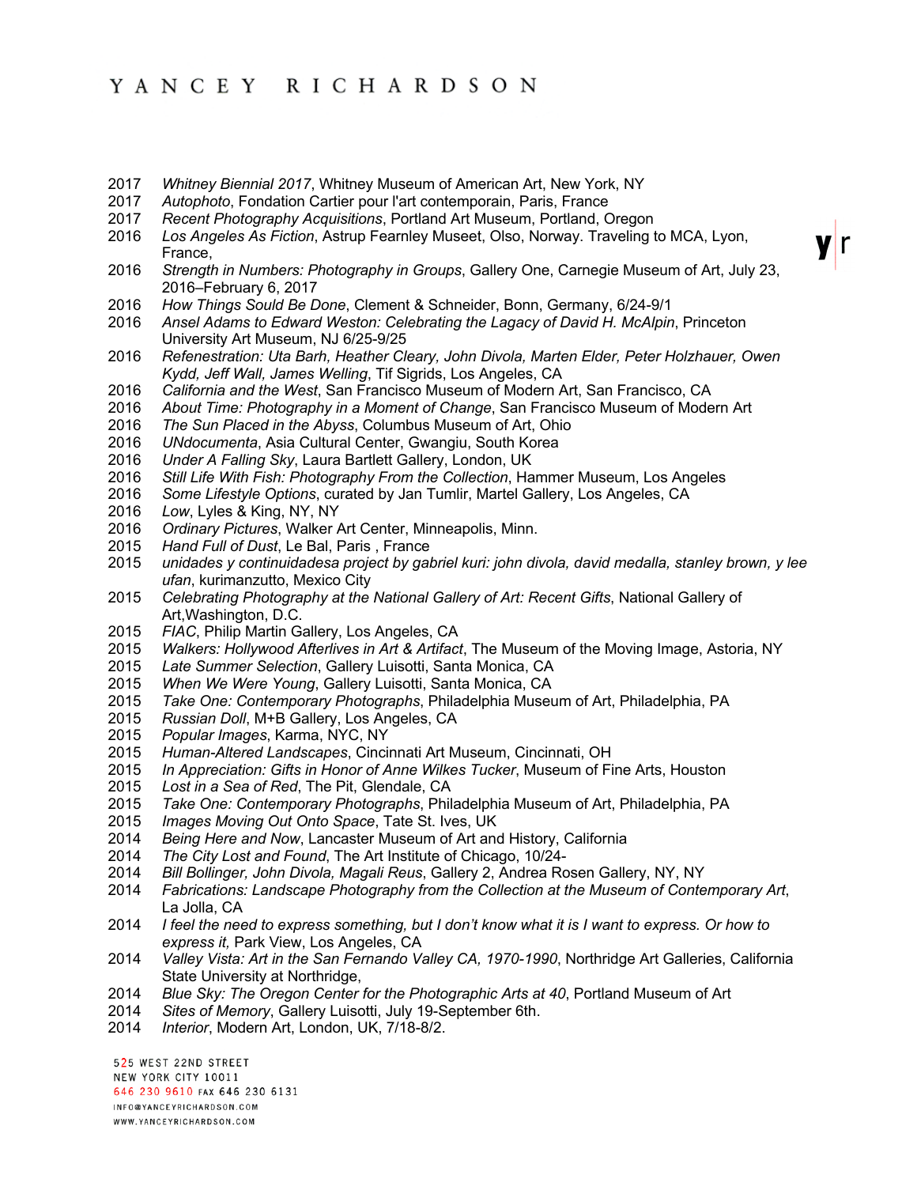2017 *Whitney Biennial 2017*, Whitney Museum of American Art, New York, NY
2017 *Autophoto*, Fondation Cartier pour l'art contemporain, Paris, France
2017 *Recent Photography Acquisitions*, Portland Art Museum, Portland, Oregon
2016 *Los Angeles As Fiction*, Astrup Fearnley Museet, Olso, Norway. Traveling to MCA, Lyon, France,
2016 *Strength in Numbers: Photography in Groups*, Gallery One, Carnegie Museum of Art, July 23, 2016–February 6, 2017
2016 *How Things Sould Be Done*, Clement & Schneider, Bonn, Germany, 6/24-9/1
2016 *Ansel Adams to Edward Weston: Celebrating the Lagacy of David H. McAlpin*, Princeton University Art Museum, NJ 6/25-9/25
2016 *Refenestration: Uta Barh, Heather Cleary, John Divola, Marten Elder, Peter Holzhauer, Owen Kydd, Jeff Wall, James Welling*, Tif Sigrids, Los Angeles, CA
2016 *California and the West*, San Francisco Museum of Modern Art, San Francisco, CA
2016 *About Time: Photography in a Moment of Change*, San Francisco Museum of Modern Art
2016 *The Sun Placed in the Abyss*, Columbus Museum of Art, Ohio
2016 *UNdocumenta*, Asia Cultural Center, Gwangiu, South Korea
2016 *Under A Falling Sky*, Laura Bartlett Gallery, London, UK
2016 *Still Life With Fish: Photography From the Collection*, Hammer Museum, Los Angeles
2016 *Some Lifestyle Options*, curated by Jan Tumlir, Martel Gallery, Los Angeles, CA
2016 *Low*, Lyles & King, NY, NY
2016 *Ordinary Pictures*, Walker Art Center, Minneapolis, Minn.
2015 *Hand Full of Dust*, Le Bal, Paris , France
2015 *unidades y continuidadesa project by gabriel kuri: john divola, david medalla, stanley brown, y lee ufan*, kurimanzutto, Mexico City
2015 *Celebrating Photography at the National Gallery of Art: Recent Gifts*, National Gallery of Art,Washington, D.C.
2015 *FIAC*, Philip Martin Gallery, Los Angeles, CA
2015 *Walkers: Hollywood Afterlives in Art & Artifact*, The Museum of the Moving Image, Astoria, NY
2015 *Late Summer Selection*, Gallery Luisotti, Santa Monica, CA
2015 *When We Were Young*, Gallery Luisotti, Santa Monica, CA
2015 *Take One: Contemporary Photographs*, Philadelphia Museum of Art, Philadelphia, PA
2015 *Russian Doll*, M+B Gallery, Los Angeles, CA
2015 *Popular Images*, Karma, NYC, NY
2015 *Human-Altered Landscapes*, Cincinnati Art Museum, Cincinnati, OH
2015 *In Appreciation: Gifts in Honor of Anne Wilkes Tucker*, Museum of Fine Arts, Houston
2015 *Lost in a Sea of Red*, The Pit, Glendale, CA
2015 *Take One: Contemporary Photographs*, Philadelphia Museum of Art, Philadelphia, PA
2015 *Images Moving Out Onto Space*, Tate St. Ives, UK
2014 *Being Here and Now*, Lancaster Museum of Art and History, California
2014 *The City Lost and Found*, The Art Institute of Chicago, 10/24-
2014 *Bill Bollinger, John Divola, Magali Reus*, Gallery 2, Andrea Rosen Gallery, NY, NY
2014 *Fabrications: Landscape Photography from the Collection at the Museum of Contemporary Art*, La Jolla, CA
2014 *I feel the need to express something, but I don't know what it is I want to express. Or how to express it,* Park View, Los Angeles, CA
2014 *Valley Vista: Art in the San Fernando Valley CA, 1970-1990*, Northridge Art Galleries, California State University at Northridge,
2014 *Blue Sky: The Oregon Center for the Photographic Arts at 40*, Portland Museum of Art
2014 *Sites of Memory*, Gallery Luisotti, July 19-September 6th.
2014 *Interior*, Modern Art, London, UK, 7/18-8/2.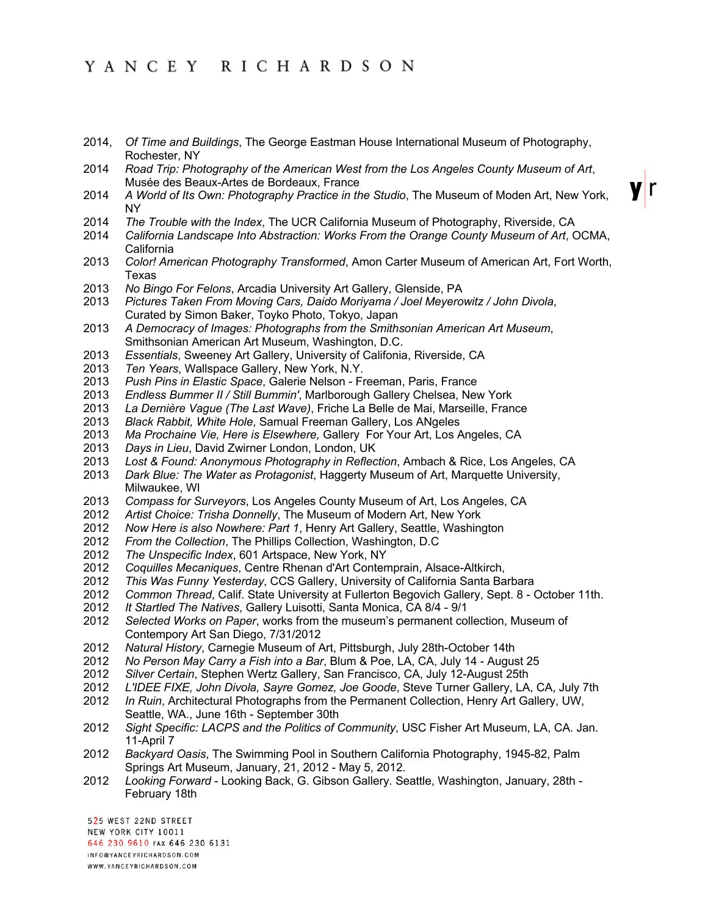2014, *Of Time and Buildings*, The George Eastman House International Museum of Photography, Rochester, NY
2014 *Road Trip: Photography of the American West from the Los Angeles County Museum of Art*, Musée des Beaux-Artes de Bordeaux, France
2014 *A World of Its Own: Photography Practice in the Studio*, The Museum of Moden Art, New York, NY
2014 *The Trouble with the Index*, The UCR California Museum of Photography, Riverside, CA
2014 *California Landscape Into Abstraction: Works From the Orange County Museum of Art*, OCMA, California
2013 *Color! American Photography Transformed*, Amon Carter Museum of American Art, Fort Worth, Texas
2013 *No Bingo For Felons*, Arcadia University Art Gallery, Glenside, PA
2013 *Pictures Taken From Moving Cars, Daido Moriyama / Joel Meyerowitz / John Divola*, Curated by Simon Baker, Toyko Photo, Tokyo, Japan
2013 *A Democracy of Images: Photographs from the Smithsonian American Art Museum*, Smithsonian American Art Museum, Washington, D.C.
2013 *Essentials*, Sweeney Art Gallery, University of Califonia, Riverside, CA
2013 *Ten Years*, Wallspace Gallery, New York, N.Y.
2013 *Push Pins in Elastic Space*, Galerie Nelson - Freeman, Paris, France
2013 *Endless Bummer II / Still Bummin'*, Marlborough Gallery Chelsea, New York
2013 *La Dernière Vague (The Last Wave)*, Friche La Belle de Mai, Marseille, France
2013 *Black Rabbit, White Hole*, Samual Freeman Gallery, Los ANgeles
2013 *Ma Prochaine Vie, Here is Elsewhere,* Gallery For Your Art, Los Angeles, CA
2013 *Days in Lieu*, David Zwirner London, London, UK
2013 *Lost & Found: Anonymous Photography in Reflection*, Ambach & Rice, Los Angeles, CA
2013 *Dark Blue: The Water as Protagonist*, Haggerty Museum of Art, Marquette University, Milwaukee, WI
2013 *Compass for Surveyors*, Los Angeles County Museum of Art, Los Angeles, CA
2012 *Artist Choice: Trisha Donnelly*, The Museum of Modern Art, New York
2012 *Now Here is also Nowhere: Part 1*, Henry Art Gallery, Seattle, Washington
2012 *From the Collection*, The Phillips Collection, Washington, D.C
2012 *The Unspecific Index*, 601 Artspace, New York, NY
2012 *Coquilles Mecaniques*, Centre Rhenan d'Art Contemprain, Alsace-Altkirch,
2012 *This Was Funny Yesterday*, CCS Gallery, University of California Santa Barbara
2012 *Common Thread*, Calif. State University at Fullerton Begovich Gallery, Sept. 8 - October 11th.
2012 *It Startled The Natives*, Gallery Luisotti, Santa Monica, CA 8/4 - 9/1
2012 *Selected Works on Paper*, works from the museum's permanent collection, Museum of Contempory Art San Diego, 7/31/2012
2012 *Natural History*, Carnegie Museum of Art, Pittsburgh, July 28th-October 14th
2012 *No Person May Carry a Fish into a Bar*, Blum & Poe, LA, CA, July 14 - August 25
2012 *Silver Certain*, Stephen Wertz Gallery, San Francisco, CA, July 12-August 25th
2012 *L'IDEE FIXE, John Divola, Sayre Gomez, Joe Goode*, Steve Turner Gallery, LA, CA, July 7th
2012 *In Ruin*, Architectural Photographs from the Permanent Collection, Henry Art Gallery, UW, Seattle, WA., June 16th - September 30th
2012 *Sight Specific: LACPS and the Politics of Community*, USC Fisher Art Museum, LA, CA. Jan. 11-April 7
2012 *Backyard Oasis*, The Swimming Pool in Southern California Photography, 1945-82, Palm Springs Art Museum, January, 21, 2012 - May 5, 2012.
2012 *Looking Forward* - Looking Back, G. Gibson Gallery. Seattle, Washington, January, 28th - February 18th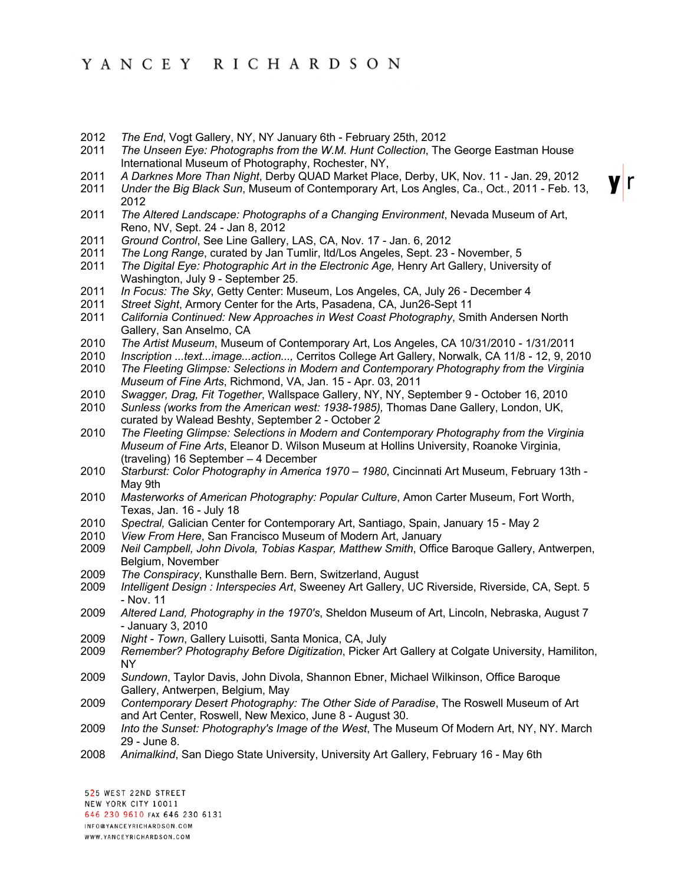2012 *The End*, Vogt Gallery, NY, NY January 6th - February 25th, 2012

2011 *The Unseen Eye: Photographs from the W.M. Hunt Collection*, The George Eastman House International Museum of Photography, Rochester, NY,

2011 *A Darknes More Than Night*, Derby QUAD Market Place, Derby, UK, Nov. 11 - Jan. 29, 2012

2011 *Under the Big Black Sun*, Museum of Contemporary Art, Los Angles, Ca., Oct., 2011 - Feb. 13, 2012

2011 *The Altered Landscape: Photographs of a Changing Environment*, Nevada Museum of Art, Reno, NV, Sept. 24 - Jan 8, 2012

2011 *Ground Control*, See Line Gallery, LAS, CA, Nov. 17 - Jan. 6, 2012

2011 *The Long Range*, curated by Jan Tumlir, ltd/Los Angeles, Sept. 23 - November, 5

2011 *The Digital Eye: Photographic Art in the Electronic Age,* Henry Art Gallery, University of Washington, July 9 - September 25.

2011 *In Focus: The Sky*, Getty Center: Museum, Los Angeles, CA, July 26 - December 4

2011 *Street Sight*, Armory Center for the Arts, Pasadena, CA, Jun26-Sept 11

2011 *California Continued: New Approaches in West Coast Photography*, Smith Andersen North Gallery, San Anselmo, CA

2010 *The Artist Museum*, Museum of Contemporary Art, Los Angeles, CA 10/31/2010 - 1/31/2011

2010 *Inscription ...text...image...action...,* Cerritos College Art Gallery, Norwalk, CA 11/8 - 12, 9, 2010

2010 *The Fleeting Glimpse: Selections in Modern and Contemporary Photography from the Virginia Museum of Fine Arts*, Richmond, VA, Jan. 15 - Apr. 03, 2011

2010 *Swagger, Drag, Fit Together*, Wallspace Gallery, NY, NY, September 9 - October 16, 2010

2010 *Sunless (works from the American west: 1938-1985),* Thomas Dane Gallery, London, UK, curated by Walead Beshty, September 2 - October 2

2010 *The Fleeting Glimpse: Selections in Modern and Contemporary Photography from the Virginia Museum of Fine Arts*, Eleanor D. Wilson Museum at Hollins University, Roanoke Virginia, (traveling) 16 September – 4 December

2010 *Starburst: Color Photography in America 1970 – 1980*, Cincinnati Art Museum, February 13th - May 9th

2010 *Masterworks of American Photography: Popular Culture*, Amon Carter Museum, Fort Worth, Texas, Jan. 16 - July 18

2010 *Spectral,* Galician Center for Contemporary Art, Santiago, Spain, January 15 - May 2

2010 *View From Here*, San Francisco Museum of Modern Art, January

2009 *Neil Campbell, John Divola, Tobias Kaspar, Matthew Smith*, Office Baroque Gallery, Antwerpen, Belgium, November

2009 *The Conspiracy*, Kunsthalle Bern. Bern, Switzerland, August

2009 *Intelligent Design : Interspecies Art*, Sweeney Art Gallery, UC Riverside, Riverside, CA, Sept. 5 - Nov. 11

2009 *Altered Land, Photography in the 1970's*, Sheldon Museum of Art, Lincoln, Nebraska, August 7 - January 3, 2010

2009 *Night - Town*, Gallery Luisotti, Santa Monica, CA, July

2009 *Remember? Photography Before Digitization*, Picker Art Gallery at Colgate University, Hamiliton, NY

2009 *Sundown*, Taylor Davis, John Divola, Shannon Ebner, Michael Wilkinson, Office Baroque Gallery, Antwerpen, Belgium, May

2009 *Contemporary Desert Photography: The Other Side of Paradise*, The Roswell Museum of Art and Art Center, Roswell, New Mexico, June 8 - August 30.

2009 *Into the Sunset: Photography's Image of the West*, The Museum Of Modern Art, NY, NY. March 29 - June 8.

2008 *Animalkind*, San Diego State University, University Art Gallery, February 16 - May 6th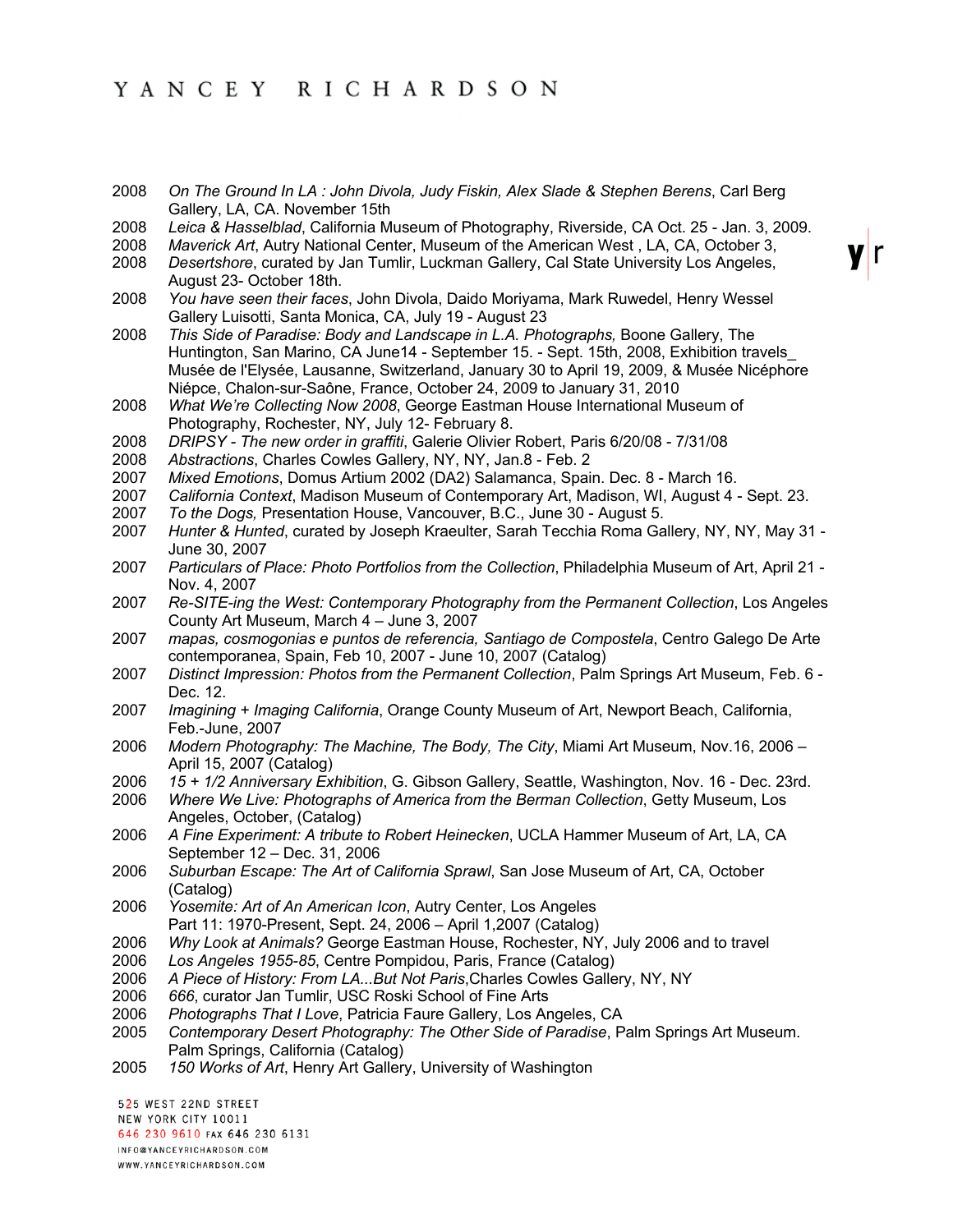2008 *On The Ground In LA : John Divola, Judy Fiskin, Alex Slade & Stephen Berens*, Carl Berg Gallery, LA, CA. November 15th

2008 *Leica & Hasselblad*, California Museum of Photography, Riverside, CA Oct. 25 - Jan. 3, 2009.

2008 *Maverick Art*, Autry National Center, Museum of the American West , LA, CA, October 3,

2008 *Desertshore*, curated by Jan Tumlir, Luckman Gallery, Cal State University Los Angeles, August 23- October 18th.

2008 *You have seen their faces*, John Divola, Daido Moriyama, Mark Ruwedel, Henry Wessel Gallery Luisotti, Santa Monica, CA, July 19 - August 23

2008 *This Side of Paradise: Body and Landscape in L.A. Photographs,* Boone Gallery, The Huntington, San Marino, CA June14 - September 15. - Sept. 15th, 2008, Exhibition travels_ Musée de l'Elysée, Lausanne, Switzerland, January 30 to April 19, 2009, & Musée Nicéphore Niépce, Chalon-sur-Saône, France, October 24, 2009 to January 31, 2010

2008 *What We're Collecting Now 2008*, George Eastman House International Museum of Photography, Rochester, NY, July 12- February 8.

2008 *DRIPSY - The new order in graffiti*, Galerie Olivier Robert, Paris 6/20/08 - 7/31/08

2008 *Abstractions*, Charles Cowles Gallery, NY, NY, Jan.8 - Feb. 2

2007 *Mixed Emotions*, Domus Artium 2002 (DA2) Salamanca, Spain. Dec. 8 - March 16.

2007 *California Context*, Madison Museum of Contemporary Art, Madison, WI, August 4 - Sept. 23.

2007 *To the Dogs,* Presentation House, Vancouver, B.C., June 30 - August 5.

2007 *Hunter & Hunted*, curated by Joseph Kraeulter, Sarah Tecchia Roma Gallery, NY, NY, May 31 - June 30, 2007

2007 *Particulars of Place: Photo Portfolios from the Collection*, Philadelphia Museum of Art, April 21 - Nov. 4, 2007

2007 *Re-SITE-ing the West: Contemporary Photography from the Permanent Collection*, Los Angeles County Art Museum, March 4 – June 3, 2007

2007 *mapas, cosmogonias e puntos de referencia, Santiago de Compostela*, Centro Galego De Arte contemporanea, Spain, Feb 10, 2007 - June 10, 2007 (Catalog)

2007 *Distinct Impression: Photos from the Permanent Collection*, Palm Springs Art Museum, Feb. 6 - Dec. 12.

2007 *Imagining + Imaging California*, Orange County Museum of Art, Newport Beach, California, Feb.-June, 2007

2006 *Modern Photography: The Machine, The Body, The City*, Miami Art Museum, Nov.16, 2006 – April 15, 2007 (Catalog)

2006 *15 + 1/2 Anniversary Exhibition*, G. Gibson Gallery, Seattle, Washington, Nov. 16 - Dec. 23rd.

2006 *Where We Live: Photographs of America from the Berman Collection*, Getty Museum, Los Angeles, October, (Catalog)

2006 *A Fine Experiment: A tribute to Robert Heinecken*, UCLA Hammer Museum of Art, LA, CA September 12 – Dec. 31, 2006

2006 *Suburban Escape: The Art of California Sprawl*, San Jose Museum of Art, CA, October (Catalog)

2006 *Yosemite: Art of An American Icon*, Autry Center, Los Angeles Part 11: 1970-Present, Sept. 24, 2006 – April 1,2007 (Catalog)

2006 *Why Look at Animals?* George Eastman House, Rochester, NY, July 2006 and to travel

2006 *Los Angeles 1955-85*, Centre Pompidou, Paris, France (Catalog)

2006 *A Piece of History: From LA...But Not Paris*,Charles Cowles Gallery, NY, NY

2006 *666*, curator Jan Tumlir, USC Roski School of Fine Arts

2006 *Photographs That I Love*, Patricia Faure Gallery, Los Angeles, CA

2005 *Contemporary Desert Photography: The Other Side of Paradise*, Palm Springs Art Museum. Palm Springs, California (Catalog)

2005 *150 Works of Art*, Henry Art Gallery, University of Washington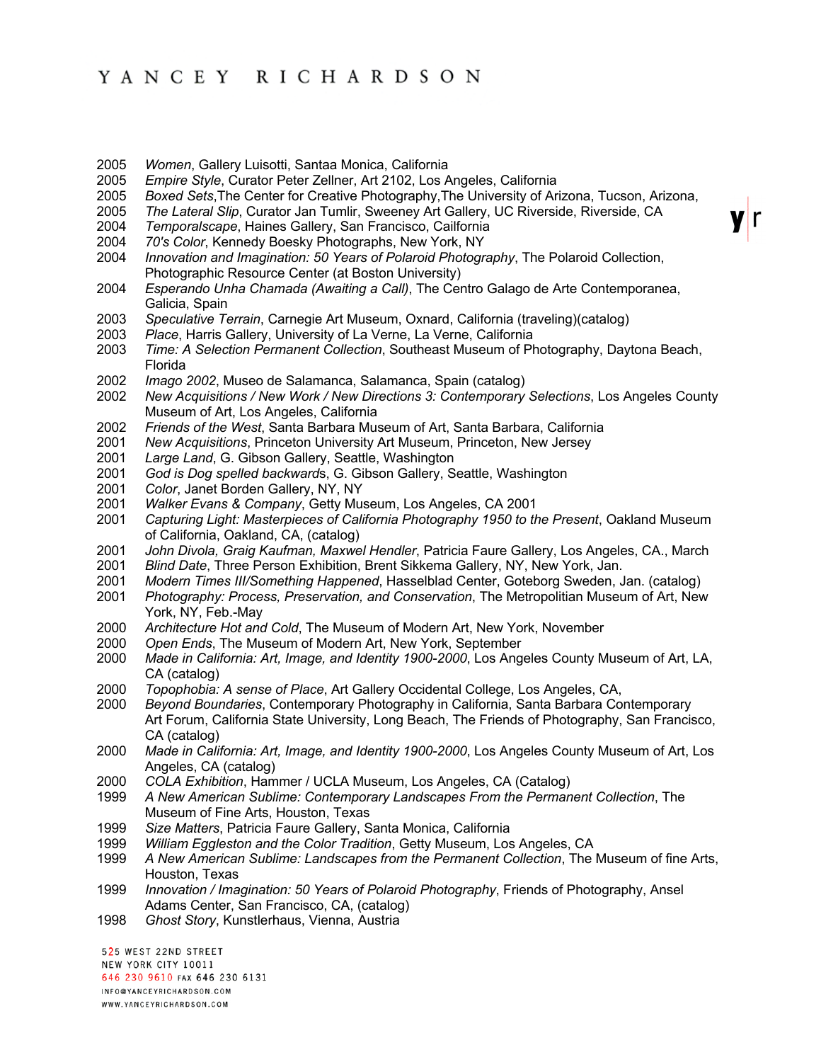2005 *Women*, Gallery Luisotti, Santaa Monica, California
2005 *Empire Style*, Curator Peter Zellner, Art 2102, Los Angeles, California
2005 *Boxed Sets*,The Center for Creative Photography,The University of Arizona, Tucson, Arizona,
2005 *The Lateral Slip*, Curator Jan Tumlir, Sweeney Art Gallery, UC Riverside, Riverside, CA
2004 *Temporalscape*, Haines Gallery, San Francisco, Cailfornia
2004 *70's Color*, Kennedy Boesky Photographs, New York, NY
2004 *Innovation and Imagination: 50 Years of Polaroid Photography*, The Polaroid Collection, Photographic Resource Center (at Boston University)
2004 *Esperando Unha Chamada (Awaiting a Call)*, The Centro Galago de Arte Contemporanea, Galicia, Spain
2003 *Speculative Terrain*, Carnegie Art Museum, Oxnard, California (traveling)(catalog)
2003 *Place*, Harris Gallery, University of La Verne, La Verne, California
2003 *Time: A Selection Permanent Collection*, Southeast Museum of Photography, Daytona Beach, Florida
2002 *Imago 2002*, Museo de Salamanca, Salamanca, Spain (catalog)
2002 *New Acquisitions / New Work / New Directions 3: Contemporary Selections*, Los Angeles County Museum of Art, Los Angeles, California
2002 *Friends of the West*, Santa Barbara Museum of Art, Santa Barbara, California
2001 *New Acquisitions*, Princeton University Art Museum, Princeton, New Jersey
2001 *Large Land*, G. Gibson Gallery, Seattle, Washington
2001 *God is Dog spelled backwards*, G. Gibson Gallery, Seattle, Washington
2001 *Color*, Janet Borden Gallery, NY, NY
2001 *Walker Evans & Company*, Getty Museum, Los Angeles, CA 2001
2001 *Capturing Light: Masterpieces of California Photography 1950 to the Present*, Oakland Museum of California, Oakland, CA, (catalog)
2001 *John Divola, Graig Kaufman, Maxwel Hendler*, Patricia Faure Gallery, Los Angeles, CA., March
2001 *Blind Date*, Three Person Exhibition, Brent Sikkema Gallery, NY, New York, Jan.
2001 *Modern Times III/Something Happened*, Hasselblad Center, Goteborg Sweden, Jan. (catalog)
2001 *Photography: Process, Preservation, and Conservation*, The Metropolitan Museum of Art, New York, NY, Feb.-May
2000 *Architecture Hot and Cold*, The Museum of Modern Art, New York, November
2000 *Open Ends*, The Museum of Modern Art, New York, September
2000 *Made in California: Art, Image, and Identity 1900-2000*, Los Angeles County Museum of Art, LA, CA (catalog)
2000 *Topophobia: A sense of Place*, Art Gallery Occidental College, Los Angeles, CA,
2000 *Beyond Boundaries*, Contemporary Photography in California, Santa Barbara Contemporary Art Forum, California State University, Long Beach, The Friends of Photography, San Francisco, CA (catalog)
2000 *Made in California: Art, Image, and Identity 1900-2000*, Los Angeles County Museum of Art, Los Angeles, CA (catalog)
2000 *COLA Exhibition*, Hammer / UCLA Museum, Los Angeles, CA (Catalog)
1999 *A New American Sublime: Contemporary Landscapes From the Permanent Collection*, The Museum of Fine Arts, Houston, Texas
1999 *Size Matters*, Patricia Faure Gallery, Santa Monica, California
1999 *William Eggleston and the Color Tradition*, Getty Museum, Los Angeles, CA
1999 *A New American Sublime: Landscapes from the Permanent Collection*, The Museum of fine Arts, Houston, Texas
1999 *Innovation / Imagination: 50 Years of Polaroid Photography*, Friends of Photography, Ansel Adams Center, San Francisco, CA, (catalog)
1998 *Ghost Story*, Kunstlerhaus, Vienna, Austria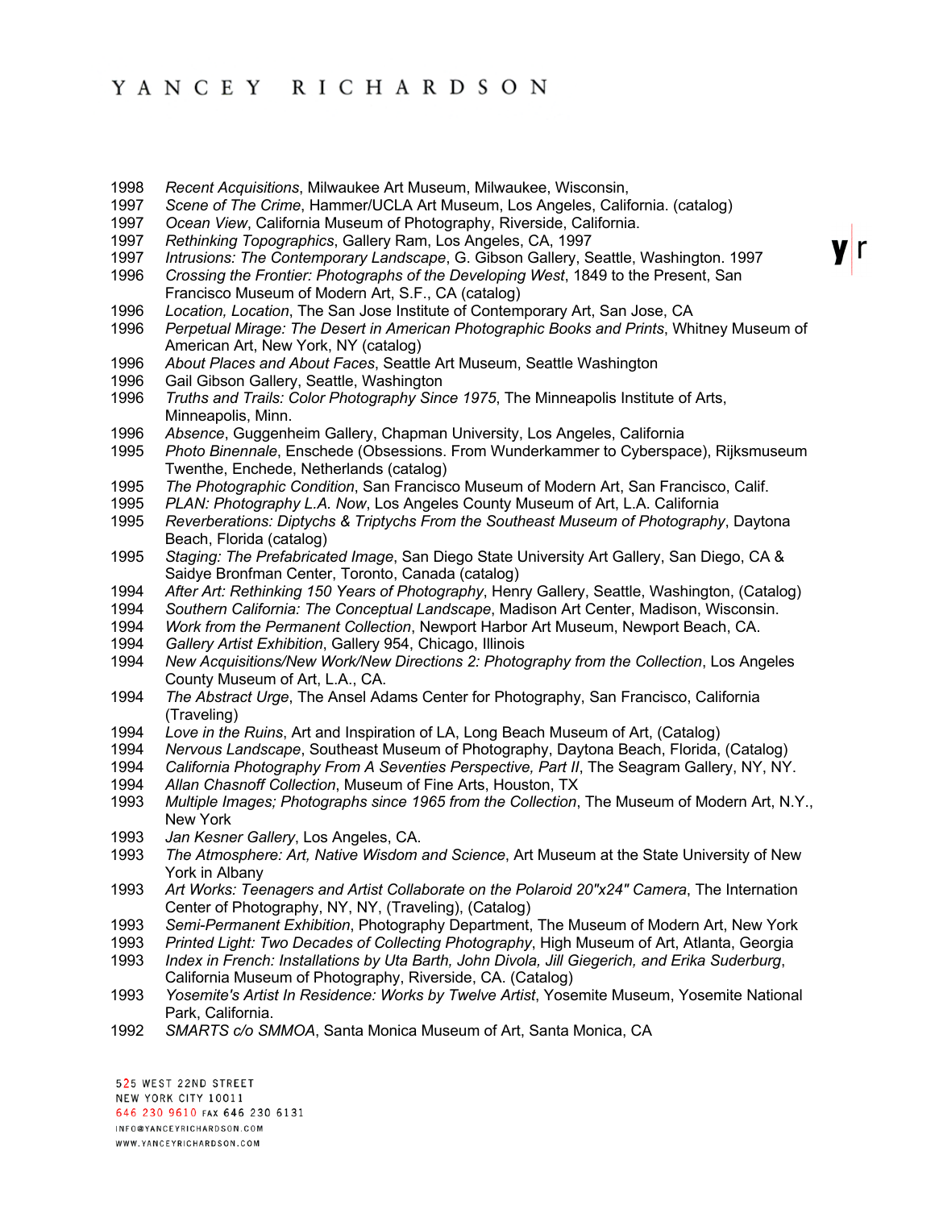1998 *Recent Acquisitions*, Milwaukee Art Museum, Milwaukee, Wisconsin,
1997 *Scene of The Crime*, Hammer/UCLA Art Museum, Los Angeles, California. (catalog)
1997 *Ocean View*, California Museum of Photography, Riverside, California.
1997 *Rethinking Topographics*, Gallery Ram, Los Angeles, CA, 1997
1997 *Intrusions: The Contemporary Landscape*, G. Gibson Gallery, Seattle, Washington. 1997
1996 *Crossing the Frontier: Photographs of the Developing West*, 1849 to the Present, San Francisco Museum of Modern Art, S.F., CA (catalog)
1996 *Location, Location*, The San Jose Institute of Contemporary Art, San Jose, CA
1996 *Perpetual Mirage: The Desert in American Photographic Books and Prints*, Whitney Museum of American Art, New York, NY (catalog)
1996 *About Places and About Faces*, Seattle Art Museum, Seattle Washington
1996 Gail Gibson Gallery, Seattle, Washington
1996 *Truths and Trails: Color Photography Since 1975*, The Minneapolis Institute of Arts, Minneapolis, Minn.
1996 *Absence*, Guggenheim Gallery, Chapman University, Los Angeles, California
1995 *Photo Binennale*, Enschede (Obsessions. From Wunderkammer to Cyberspace), Rijksmuseum Twenthe, Enchede, Netherlands (catalog)
1995 *The Photographic Condition*, San Francisco Museum of Modern Art, San Francisco, Calif.
1995 *PLAN: Photography L.A. Now*, Los Angeles County Museum of Art, L.A. California
1995 *Reverberations: Diptychs & Triptychs From the Southeast Museum of Photography*, Daytona Beach, Florida (catalog)
1995 *Staging: The Prefabricated Image*, San Diego State University Art Gallery, San Diego, CA & Saidye Bronfman Center, Toronto, Canada (catalog)
1994 *After Art: Rethinking 150 Years of Photography*, Henry Gallery, Seattle, Washington, (Catalog)
1994 *Southern California: The Conceptual Landscape*, Madison Art Center, Madison, Wisconsin.
1994 *Work from the Permanent Collection*, Newport Harbor Art Museum, Newport Beach, CA.
1994 *Gallery Artist Exhibition*, Gallery 954, Chicago, Illinois
1994 *New Acquisitions/New Work/New Directions 2: Photography from the Collection*, Los Angeles County Museum of Art, L.A., CA.
1994 *The Abstract Urge*, The Ansel Adams Center for Photography, San Francisco, California (Traveling)
1994 *Love in the Ruins*, Art and Inspiration of LA, Long Beach Museum of Art, (Catalog)
1994 *Nervous Landscape*, Southeast Museum of Photography, Daytona Beach, Florida, (Catalog)
1994 *California Photography From A Seventies Perspective, Part II*, The Seagram Gallery, NY, NY.
1994 *Allan Chasnoff Collection*, Museum of Fine Arts, Houston, TX
1993 *Multiple Images; Photographs since 1965 from the Collection*, The Museum of Modern Art, N.Y., New York
1993 *Jan Kesner Gallery*, Los Angeles, CA.
1993 *The Atmosphere: Art, Native Wisdom and Science*, Art Museum at the State University of New York in Albany
1993 *Art Works: Teenagers and Artist Collaborate on the Polaroid 20"x24" Camera*, The Internation Center of Photography, NY, NY, (Traveling), (Catalog)
1993 *Semi-Permanent Exhibition*, Photography Department, The Museum of Modern Art, New York
1993 *Printed Light: Two Decades of Collecting Photography*, High Museum of Art, Atlanta, Georgia
1993 *Index in French: Installations by Uta Barth, John Divola, Jill Giegerich, and Erika Suderburg*, California Museum of Photography, Riverside, CA. (Catalog)
1993 *Yosemite's Artist In Residence: Works by Twelve Artist*, Yosemite Museum, Yosemite National Park, California.
1992 *SMARTS c/o SMMOA*, Santa Monica Museum of Art, Santa Monica, CA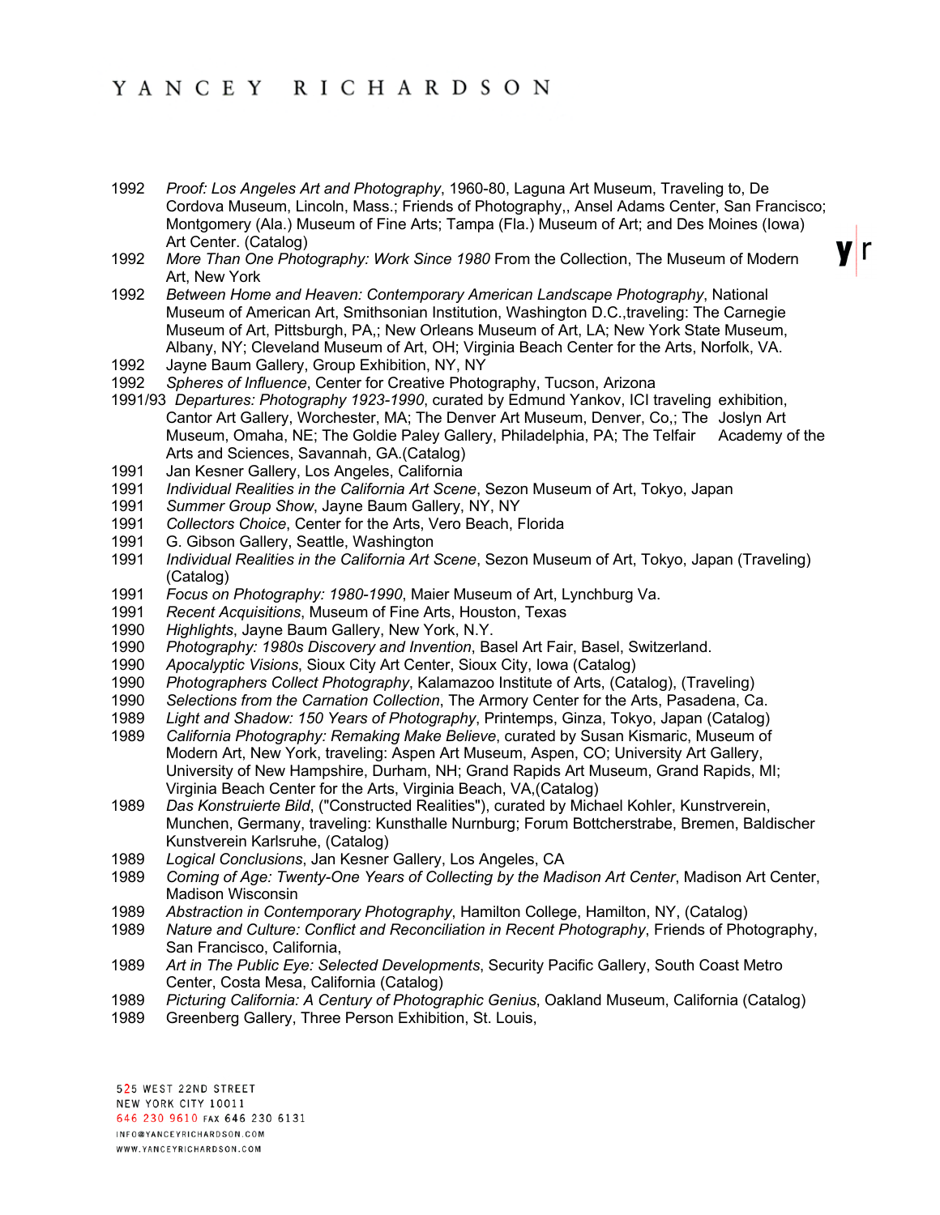1992 *Proof: Los Angeles Art and Photography*, 1960-80, Laguna Art Museum, Traveling to, De Cordova Museum, Lincoln, Mass.; Friends of Photography,, Ansel Adams Center, San Francisco; Montgomery (Ala.) Museum of Fine Arts; Tampa (Fla.) Museum of Art; and Des Moines (Iowa) Art Center. (Catalog)

1992 *More Than One Photography: Work Since 1980* From the Collection, The Museum of Modern Art, New York

1992 *Between Home and Heaven: Contemporary American Landscape Photography*, National Museum of American Art, Smithsonian Institution, Washington D.C.,traveling: The Carnegie Museum of Art, Pittsburgh, PA,; New Orleans Museum of Art, LA; New York State Museum, Albany, NY; Cleveland Museum of Art, OH; Virginia Beach Center for the Arts, Norfolk, VA.

1992 Jayne Baum Gallery, Group Exhibition, NY, NY

1992 *Spheres of Influence*, Center for Creative Photography, Tucson, Arizona

1991/93 *Departures: Photography 1923-1990*, curated by Edmund Yankov, ICI traveling exhibition, Cantor Art Gallery, Worchester, MA; The Denver Art Museum, Denver, Co,; The Joslyn Art Museum, Omaha, NE; The Goldie Paley Gallery, Philadelphia, PA; The Telfair Academy of the Arts and Sciences, Savannah, GA.(Catalog)

1991 Jan Kesner Gallery, Los Angeles, California

1991 *Individual Realities in the California Art Scene*, Sezon Museum of Art, Tokyo, Japan

1991 *Summer Group Show*, Jayne Baum Gallery, NY, NY

1991 *Collectors Choice*, Center for the Arts, Vero Beach, Florida

1991 G. Gibson Gallery, Seattle, Washington

1991 *Individual Realities in the California Art Scene*, Sezon Museum of Art, Tokyo, Japan (Traveling) (Catalog)

1991 *Focus on Photography: 1980-1990*, Maier Museum of Art, Lynchburg Va.

1991 *Recent Acquisitions*, Museum of Fine Arts, Houston, Texas

1990 *Highlights*, Jayne Baum Gallery, New York, N.Y.

1990 *Photography: 1980s Discovery and Invention*, Basel Art Fair, Basel, Switzerland.

1990 *Apocalyptic Visions*, Sioux City Art Center, Sioux City, Iowa (Catalog)

1990 *Photographers Collect Photography*, Kalamazoo Institute of Arts, (Catalog), (Traveling)

1990 *Selections from the Carnation Collection*, The Armory Center for the Arts, Pasadena, Ca.

1989 *Light and Shadow: 150 Years of Photography*, Printemps, Ginza, Tokyo, Japan (Catalog)

1989 *California Photography: Remaking Make Believe*, curated by Susan Kismaric, Museum of Modern Art, New York, traveling: Aspen Art Museum, Aspen, CO; University Art Gallery, University of New Hampshire, Durham, NH; Grand Rapids Art Museum, Grand Rapids, MI; Virginia Beach Center for the Arts, Virginia Beach, VA,(Catalog)

1989 *Das Konstruierte Bild*, ("Constructed Realities"), curated by Michael Kohler, Kunstrverein, Munchen, Germany, traveling: Kunsthalle Nurnburg; Forum Bottcherstrabe, Bremen, Baldischer Kunstverein Karlsruhe, (Catalog)

1989 *Logical Conclusions*, Jan Kesner Gallery, Los Angeles, CA

1989 *Coming of Age: Twenty-One Years of Collecting by the Madison Art Center*, Madison Art Center, Madison Wisconsin

1989 *Abstraction in Contemporary Photography*, Hamilton College, Hamilton, NY, (Catalog)

1989 *Nature and Culture: Conflict and Reconciliation in Recent Photography*, Friends of Photography, San Francisco, California,

1989 *Art in The Public Eye: Selected Developments*, Security Pacific Gallery, South Coast Metro Center, Costa Mesa, California (Catalog)

1989 *Picturing California: A Century of Photographic Genius*, Oakland Museum, California (Catalog)

1989 Greenberg Gallery, Three Person Exhibition, St. Louis,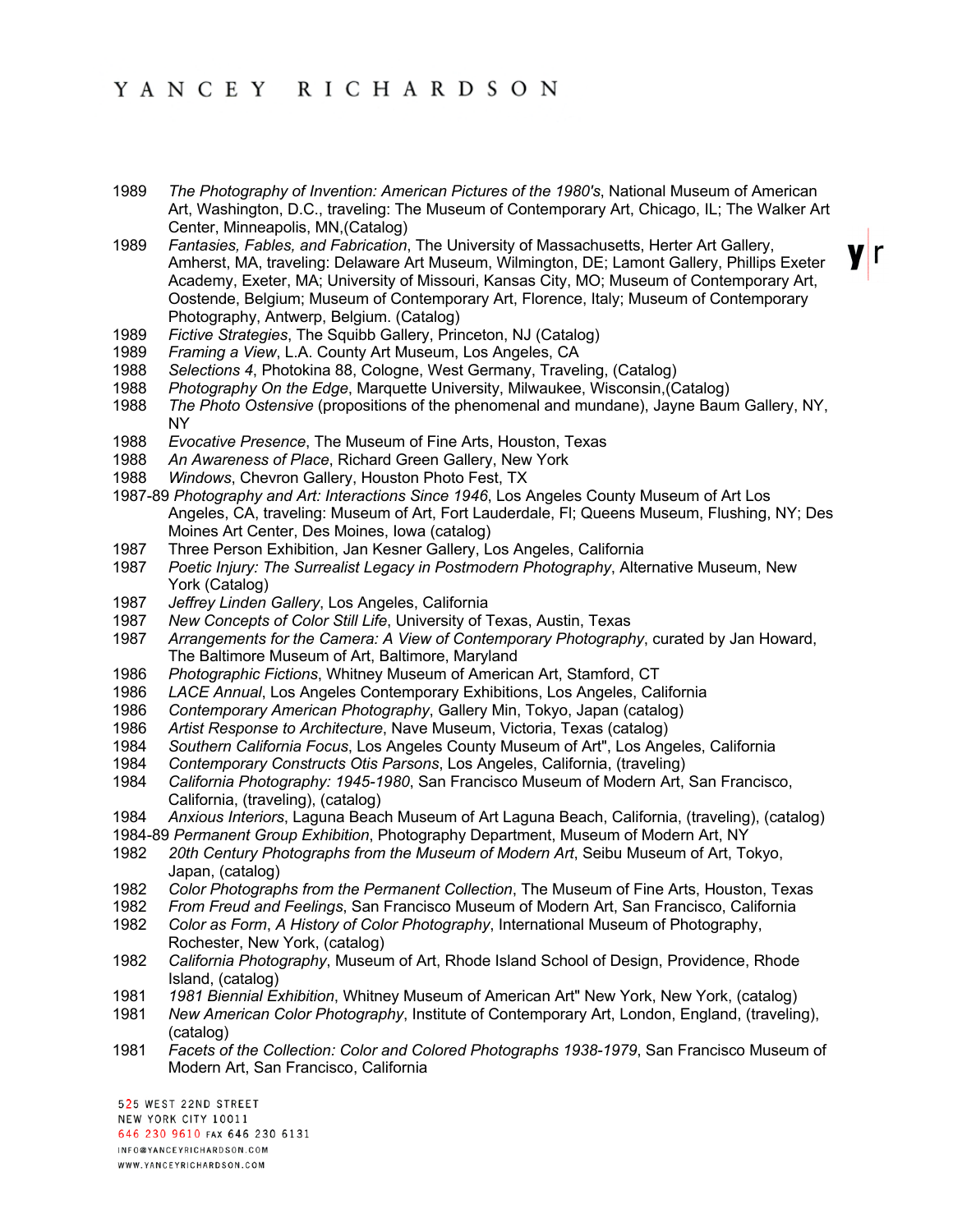1989 *The Photography of Invention: American Pictures of the 1980's*, National Museum of American Art, Washington, D.C., traveling: The Museum of Contemporary Art, Chicago, IL; The Walker Art Center, Minneapolis, MN,(Catalog)

1989 *Fantasies, Fables, and Fabrication*, The University of Massachusetts, Herter Art Gallery, Amherst, MA, traveling: Delaware Art Museum, Wilmington, DE; Lamont Gallery, Phillips Exeter Academy, Exeter, MA; University of Missouri, Kansas City, MO; Museum of Contemporary Art, Oostende, Belgium; Museum of Contemporary Art, Florence, Italy; Museum of Contemporary Photography, Antwerp, Belgium. (Catalog)

1989 *Fictive Strategies*, The Squibb Gallery, Princeton, NJ (Catalog)

1989 *Framing a View*, L.A. County Art Museum, Los Angeles, CA

1988 *Selections 4*, Photokina 88, Cologne, West Germany, Traveling, (Catalog)

1988 *Photography On the Edge*, Marquette University, Milwaukee, Wisconsin,(Catalog)

1988 *The Photo Ostensive* (propositions of the phenomenal and mundane), Jayne Baum Gallery, NY, NY

1988 *Evocative Presence*, The Museum of Fine Arts, Houston, Texas

1988 *An Awareness of Place*, Richard Green Gallery, New York

1988 *Windows*, Chevron Gallery, Houston Photo Fest, TX

1987-89 *Photography and Art: Interactions Since 1946*, Los Angeles County Museum of Art Los Angeles, CA, traveling: Museum of Art, Fort Lauderdale, Fl; Queens Museum, Flushing, NY; Des Moines Art Center, Des Moines, Iowa (catalog)

1987 Three Person Exhibition, Jan Kesner Gallery, Los Angeles, California

1987 *Poetic Injury: The Surrealist Legacy in Postmodern Photography*, Alternative Museum, New York (Catalog)

1987 *Jeffrey Linden Gallery*, Los Angeles, California

1987 *New Concepts of Color Still Life*, University of Texas, Austin, Texas

1987 *Arrangements for the Camera: A View of Contemporary Photography*, curated by Jan Howard, The Baltimore Museum of Art, Baltimore, Maryland

1986 *Photographic Fictions*, Whitney Museum of American Art, Stamford, CT

1986 *LACE Annual*, Los Angeles Contemporary Exhibitions, Los Angeles, California

1986 *Contemporary American Photography*, Gallery Min, Tokyo, Japan (catalog)

1986 *Artist Response to Architecture*, Nave Museum, Victoria, Texas (catalog)

1984 *Southern California Focus*, Los Angeles County Museum of Art", Los Angeles, California

1984 *Contemporary Constructs Otis Parsons*, Los Angeles, California, (traveling)

1984 *California Photography: 1945-1980*, San Francisco Museum of Modern Art, San Francisco, California, (traveling), (catalog)

1984 *Anxious Interiors*, Laguna Beach Museum of Art Laguna Beach, California, (traveling), (catalog)

1984-89 *Permanent Group Exhibition*, Photography Department, Museum of Modern Art, NY

1982 *20th Century Photographs from the Museum of Modern Art*, Seibu Museum of Art, Tokyo, Japan, (catalog)

1982 *Color Photographs from the Permanent Collection*, The Museum of Fine Arts, Houston, Texas

1982 *From Freud and Feelings*, San Francisco Museum of Modern Art, San Francisco, California

1982 *Color as Form*, *A History of Color Photography*, International Museum of Photography, Rochester, New York, (catalog)

1982 *California Photography*, Museum of Art, Rhode Island School of Design, Providence, Rhode Island, (catalog)

1981 *1981 Biennial Exhibition*, Whitney Museum of American Art" New York, New York, (catalog)

1981 *New American Color Photography*, Institute of Contemporary Art, London, England, (traveling), (catalog)

1981 *Facets of the Collection: Color and Colored Photographs 1938-1979*, San Francisco Museum of Modern Art, San Francisco, California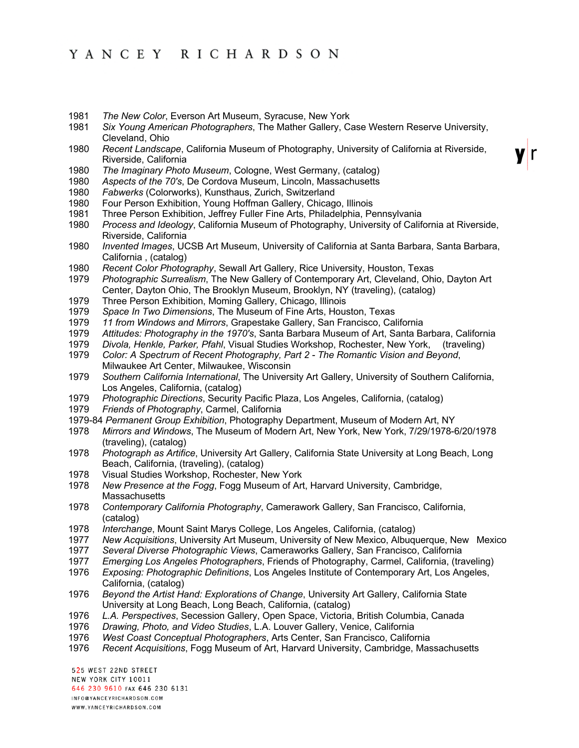1981 *The New Color*, Everson Art Museum, Syracuse, New York
1981 *Six Young American Photographers*, The Mather Gallery, Case Western Reserve University, Cleveland, Ohio
1980 *Recent Landscape*, California Museum of Photography, University of California at Riverside, Riverside, California
1980 *The Imaginary Photo Museum*, Cologne, West Germany, (catalog)
1980 *Aspects of the 70's*, De Cordova Museum, Lincoln, Massachusetts
1980 *Fabwerks* (Colorworks), Kunsthaus, Zurich, Switzerland
1980 Four Person Exhibition, Young Hoffman Gallery, Chicago, Illinois
1981 Three Person Exhibition, Jeffrey Fuller Fine Arts, Philadelphia, Pennsylvania
1980 *Process and Ideology*, California Museum of Photography, University of California at Riverside, Riverside, California
1980 *Invented Images*, UCSB Art Museum, University of California at Santa Barbara, Santa Barbara, California , (catalog)
1980 *Recent Color Photography*, Sewall Art Gallery, Rice University, Houston, Texas
1979 *Photographic Surrealism*, The New Gallery of Contemporary Art, Cleveland, Ohio, Dayton Art Center, Dayton Ohio, The Brooklyn Museum, Brooklyn, NY (traveling), (catalog)
1979 Three Person Exhibition, Moming Gallery, Chicago, Illinois
1979 *Space In Two Dimensions*, The Museum of Fine Arts, Houston, Texas
1979 *11 from Windows and Mirrors*, Grapestake Gallery, San Francisco, California
1979 *Attitudes: Photography in the 1970's*, Santa Barbara Museum of Art, Santa Barbara, California
1979 *Divola, Henkle, Parker, Pfahl*, Visual Studies Workshop, Rochester, New York, (traveling)
1979 *Color: A Spectrum of Recent Photography, Part 2 - The Romantic Vision and Beyond*, Milwaukee Art Center, Milwaukee, Wisconsin
1979 *Southern California International*, The University Art Gallery, University of Southern California, Los Angeles, California, (catalog)
1979 *Photographic Directions*, Security Pacific Plaza, Los Angeles, California, (catalog)
1979 *Friends of Photography*, Carmel, California
1979-84 *Permanent Group Exhibition*, Photography Department, Museum of Modern Art, NY
1978 *Mirrors and Windows*, The Museum of Modern Art, New York, New York, 7/29/1978-6/20/1978 (traveling), (catalog)
1978 *Photograph as Artifice*, University Art Gallery, California State University at Long Beach, Long Beach, California, (traveling), (catalog)
1978 Visual Studies Workshop, Rochester, New York
1978 *New Presence at the Fogg*, Fogg Museum of Art, Harvard University, Cambridge, Massachusetts
1978 *Contemporary California Photography*, Camerawork Gallery, San Francisco, California, (catalog)
1978 *Interchange*, Mount Saint Marys College, Los Angeles, California, (catalog)
1977 *New Acquisitions*, University Art Museum, University of New Mexico, Albuquerque, New Mexico
1977 *Several Diverse Photographic Views*, Cameraworks Gallery, San Francisco, California
1977 *Emerging Los Angeles Photographers*, Friends of Photography, Carmel, California, (traveling)
1976 *Exposing: Photographic Definitions*, Los Angeles Institute of Contemporary Art, Los Angeles, California, (catalog)
1976 *Beyond the Artist Hand: Explorations of Change*, University Art Gallery, California State University at Long Beach, Long Beach, California, (catalog)
1976 *L.A. Perspectives*, Secession Gallery, Open Space, Victoria, British Columbia, Canada
1976 *Drawing, Photo, and Video Studies*, L.A. Louver Gallery, Venice, California
1976 *West Coast Conceptual Photographers*, Arts Center, San Francisco, California
1976 *Recent Acquisitions*, Fogg Museum of Art, Harvard University, Cambridge, Massachusetts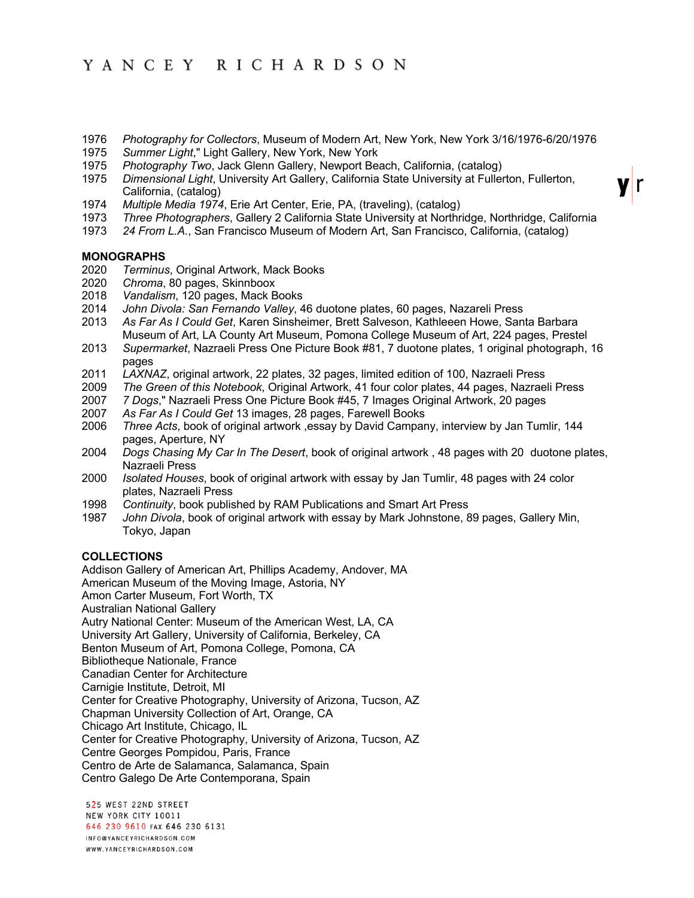1976 *Photography for Collectors*, Museum of Modern Art, New York, New York 3/16/1976-6/20/1976
1975 *Summer Light*," Light Gallery, New York, New York
1975 *Photography Two*, Jack Glenn Gallery, Newport Beach, California, (catalog)
1975 *Dimensional Light*, University Art Gallery, California State University at Fullerton, Fullerton, California, (catalog)
1974 *Multiple Media 1974*, Erie Art Center, Erie, PA, (traveling), (catalog)
1973 *Three Photographers*, Gallery 2 California State University at Northridge, Northridge, California
1973 *24 From L.A.*, San Francisco Museum of Modern Art, San Francisco, California, (catalog)

**MONOGRAPHS**

2020 *Terminus*, Original Artwork, Mack Books
2020 *Chroma*, 80 pages, Skinnboox
2018 *Vandalism*, 120 pages, Mack Books
2014 *John Divola: San Fernando Valley*, 46 duotone plates, 60 pages, Nazareli Press
2013 *As Far As I Could Get*, Karen Sinsheimer, Brett Salveson, Kathleen Howe, Santa Barbara Museum of Art, LA County Art Museum, Pomona College Museum of Art, 224 pages, Prestel
2013 *Supermarket*, Nazraeli Press One Picture Book #81, 7 duotone plates, 1 original photograph, 16 pages
2011 *LAXNAZ*, original artwork, 22 plates, 32 pages, limited edition of 100, Nazraeli Press
2009 *The Green of this Notebook*, Original Artwork, 41 four color plates, 44 pages, Nazraeli Press
2007 *7 Dogs*," Nazraeli Press One Picture Book #45, 7 Images Original Artwork, 20 pages
2007 *As Far As I Could Get* 13 images, 28 pages, Farewell Books
2006 *Three Acts*, book of original artwork ,essay by David Campany, interview by Jan Tumlir, 144 pages, Aperture, NY
2004 *Dogs Chasing My Car In The Desert*, book of original artwork , 48 pages with 20 duotone plates, Nazraeli Press
2000 *Isolated Houses*, book of original artwork with essay by Jan Tumlir, 48 pages with 24 color plates, Nazraeli Press
1998 *Continuity*, book published by RAM Publications and Smart Art Press
1987 *John Divola*, book of original artwork with essay by Mark Johnstone, 89 pages, Gallery Min, Tokyo, Japan

**COLLECTIONS**

Addison Gallery of American Art, Phillips Academy, Andover, MA
American Museum of the Moving Image, Astoria, NY
Amon Carter Museum, Fort Worth, TX
Australian National Gallery
Autry National Center: Museum of the American West, LA, CA
University Art Gallery, University of California, Berkeley, CA
Benton Museum of Art, Pomona College, Pomona, CA
Bibliotheque Nationale, France
Canadian Center for Architecture
Carnigie Institute, Detroit, MI
Center for Creative Photography, University of Arizona, Tucson, AZ
Chapman University Collection of Art, Orange, CA
Chicago Art Institute, Chicago, IL
Center for Creative Photography, University of Arizona, Tucson, AZ
Centre Georges Pompidou, Paris, France
Centro de Arte de Salamanca, Salamanca, Spain
Centro Galego De Arte Contemporana, Spain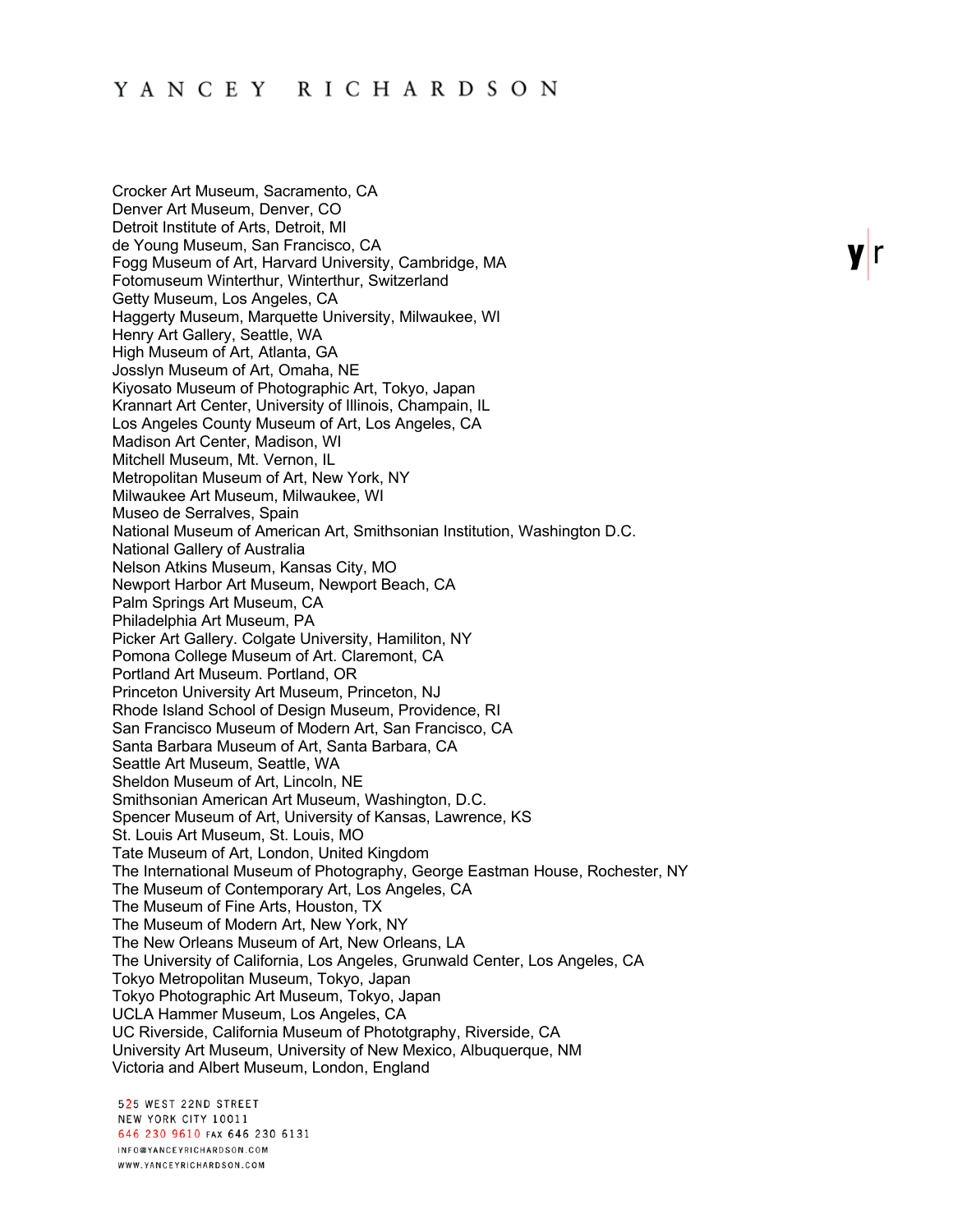Crocker Art Museum, Sacramento, CA
Denver Art Museum, Denver, CO
Detroit Institute of Arts, Detroit, MI
de Young Museum, San Francisco, CA
Fogg Museum of Art, Harvard University, Cambridge, MA
Fotomuseum Winterthur, Winterthur, Switzerland
Getty Museum, Los Angeles, CA
Haggerty Museum, Marquette University, Milwaukee, WI
Henry Art Gallery, Seattle, WA
High Museum of Art, Atlanta, GA
Josslyn Museum of Art, Omaha, NE
Kiyosato Museum of Photographic Art, Tokyo, Japan
Krannart Art Center, University of Illinois, Champain, IL
Los Angeles County Museum of Art, Los Angeles, CA
Madison Art Center, Madison, WI
Mitchell Museum, Mt. Vernon, IL
Metropolitan Museum of Art, New York, NY
Milwaukee Art Museum, Milwaukee, WI
Museo de Serralves, Spain
National Museum of American Art, Smithsonian Institution, Washington D.C.
National Gallery of Australia
Nelson Atkins Museum, Kansas City, MO
Newport Harbor Art Museum, Newport Beach, CA
Palm Springs Art Museum, CA
Philadelphia Art Museum, PA
Picker Art Gallery. Colgate University, Hamiliton, NY
Pomona College Museum of Art. Claremont, CA
Portland Art Museum. Portland, OR
Princeton University Art Museum, Princeton, NJ
Rhode Island School of Design Museum, Providence, RI
San Francisco Museum of Modern Art, San Francisco, CA
Santa Barbara Museum of Art, Santa Barbara, CA
Seattle Art Museum, Seattle, WA
Sheldon Museum of Art, Lincoln, NE
Smithsonian American Art Museum, Washington, D.C.
Spencer Museum of Art, University of Kansas, Lawrence, KS
St. Louis Art Museum, St. Louis, MO
Tate Museum of Art, London, United Kingdom
The International Museum of Photography, George Eastman House, Rochester, NY
The Museum of Contemporary Art, Los Angeles, CA
The Museum of Fine Arts, Houston, TX
The Museum of Modern Art, New York, NY
The New Orleans Museum of Art, New Orleans, LA
The University of California, Los Angeles, Grunwald Center, Los Angeles, CA
Tokyo Metropolitan Museum, Tokyo, Japan
Tokyo Photographic Art Museum, Tokyo, Japan
UCLA Hammer Museum, Los Angeles, CA
UC Riverside, California Museum of Phototgraphy, Riverside, CA
University Art Museum, University of New Mexico, Albuquerque, NM
Victoria and Albert Museum, London, England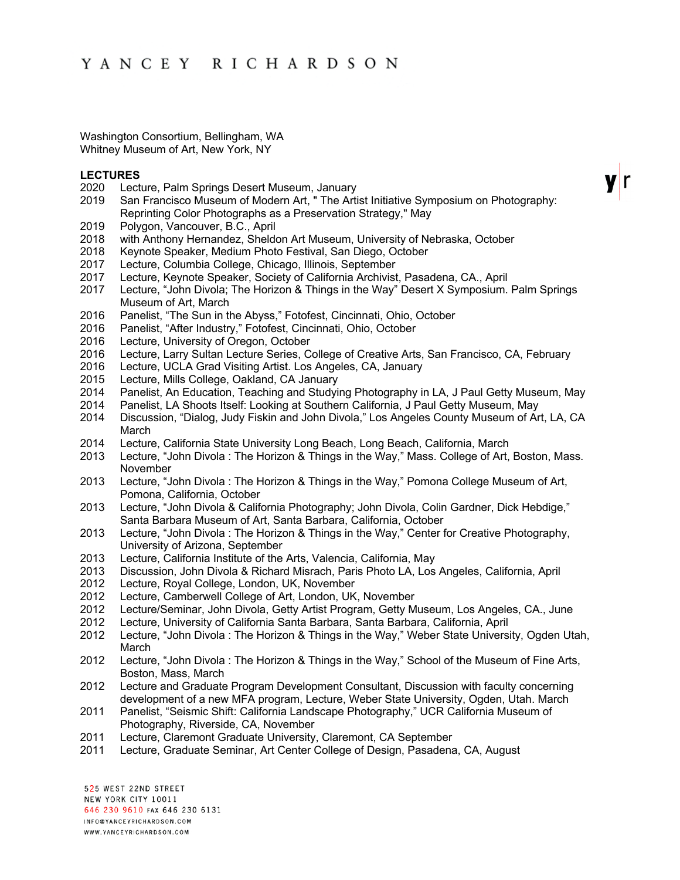Washington Consortium, Bellingham, WA
Whitney Museum of Art, New York, NY

**LECTURES**

2020 Lecture, Palm Springs Desert Museum, January
2019 San Francisco Museum of Modern Art, " The Artist Initiative Symposium on Photography: Reprinting Color Photographs as a Preservation Strategy," May
2019 Polygon, Vancouver, B.C., April
2018 with Anthony Hernandez, Sheldon Art Museum, University of Nebraska, October
2018 Keynote Speaker, Medium Photo Festival, San Diego, October
2017 Lecture, Columbia College, Chicago, Illinois, September
2017 Lecture, Keynote Speaker, Society of California Archivist, Pasadena, CA., April
2017 Lecture, "John Divola; The Horizon & Things in the Way" Desert X Symposium. Palm Springs Museum of Art, March
2016 Panelist, "The Sun in the Abyss," Fotofest, Cincinnati, Ohio, October
2016 Panelist, "After Industry," Fotofest, Cincinnati, Ohio, October
2016 Lecture, University of Oregon, October
2016 Lecture, Larry Sultan Lecture Series, College of Creative Arts, San Francisco, CA, February
2016 Lecture, UCLA Grad Visiting Artist. Los Angeles, CA, January
2015 Lecture, Mills College, Oakland, CA January
2014 Panelist, An Education, Teaching and Studying Photography in LA, J Paul Getty Museum, May
2014 Panelist, LA Shoots Itself: Looking at Southern California, J Paul Getty Museum, May
2014 Discussion, "Dialog, Judy Fiskin and John Divola," Los Angeles County Museum of Art, LA, CA March
2014 Lecture, California State University Long Beach, Long Beach, California, March
2013 Lecture, "John Divola : The Horizon & Things in the Way," Mass. College of Art, Boston, Mass. November
2013 Lecture, "John Divola : The Horizon & Things in the Way," Pomona College Museum of Art, Pomona, California, October
2013 Lecture, "John Divola & California Photography; John Divola, Colin Gardner, Dick Hebdige," Santa Barbara Museum of Art, Santa Barbara, California, October
2013 Lecture, "John Divola : The Horizon & Things in the Way," Center for Creative Photography, University of Arizona, September
2013 Lecture, California Institute of the Arts, Valencia, California, May
2013 Discussion, John Divola & Richard Misrach, Paris Photo LA, Los Angeles, California, April
2012 Lecture, Royal College, London, UK, November
2012 Lecture, Camberwell College of Art, London, UK, November
2012 Lecture/Seminar, John Divola, Getty Artist Program, Getty Museum, Los Angeles, CA., June
2012 Lecture, University of California Santa Barbara, Santa Barbara, California, April
2012 Lecture, "John Divola : The Horizon & Things in the Way," Weber State University, Ogden Utah, March
2012 Lecture, "John Divola : The Horizon & Things in the Way," School of the Museum of Fine Arts, Boston, Mass, March
2012 Lecture and Graduate Program Development Consultant, Discussion with faculty concerning development of a new MFA program, Lecture, Weber State University, Ogden, Utah. March
2011 Panelist, "Seismic Shift: California Landscape Photography," UCR California Museum of Photography, Riverside, CA, November
2011 Lecture, Claremont Graduate University, Claremont, CA September
2011 Lecture, Graduate Seminar, Art Center College of Design, Pasadena, CA, August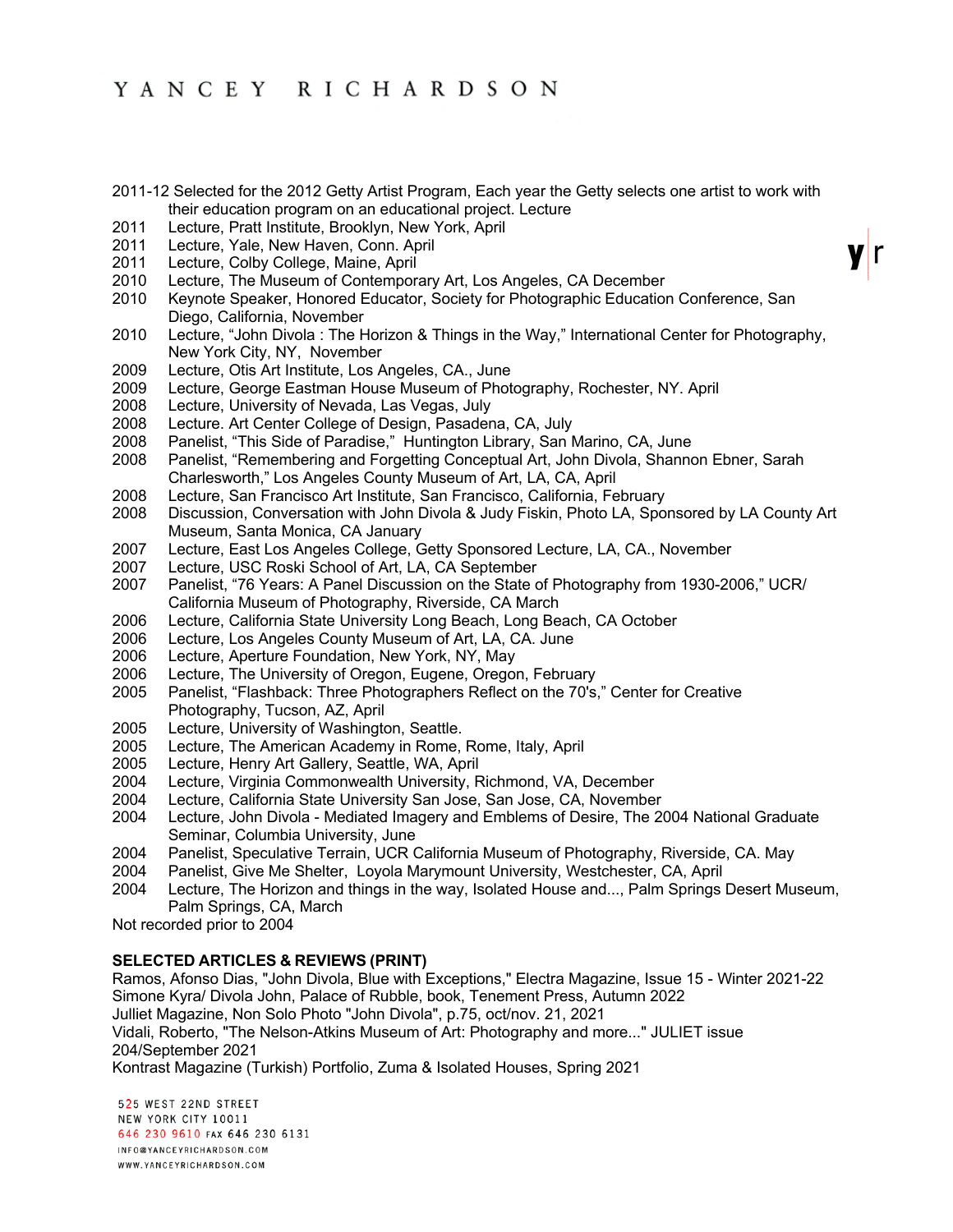2011-12 Selected for the 2012 Getty Artist Program, Each year the Getty selects one artist to work with their education program on an educational project. Lecture

2011 Lecture, Pratt Institute, Brooklyn, New York, April

2011 Lecture, Yale, New Haven, Conn. April

2011 Lecture, Colby College, Maine, April

2010 Lecture, The Museum of Contemporary Art, Los Angeles, CA December

2010 Keynote Speaker, Honored Educator, Society for Photographic Education Conference, San Diego, California, November

2010 Lecture, "John Divola : The Horizon & Things in the Way," International Center for Photography, New York City, NY, November

2009 Lecture, Otis Art Institute, Los Angeles, CA., June

2009 Lecture, George Eastman House Museum of Photography, Rochester, NY. April

2008 Lecture, University of Nevada, Las Vegas, July

2008 Lecture. Art Center College of Design, Pasadena, CA, July

2008 Panelist, "This Side of Paradise," Huntington Library, San Marino, CA, June

2008 Panelist, "Remembering and Forgetting Conceptual Art, John Divola, Shannon Ebner, Sarah Charlesworth," Los Angeles County Museum of Art, LA, CA, April

2008 Lecture, San Francisco Art Institute, San Francisco, California, February

2008 Discussion, Conversation with John Divola & Judy Fiskin, Photo LA, Sponsored by LA County Art Museum, Santa Monica, CA January

2007 Lecture, East Los Angeles College, Getty Sponsored Lecture, LA, CA., November

2007 Lecture, USC Roski School of Art, LA, CA September

2007 Panelist, "76 Years: A Panel Discussion on the State of Photography from 1930-2006," UCR/ California Museum of Photography, Riverside, CA March

2006 Lecture, California State University Long Beach, Long Beach, CA October

2006 Lecture, Los Angeles County Museum of Art, LA, CA. June

2006 Lecture, Aperture Foundation, New York, NY, May

2006 Lecture, The University of Oregon, Eugene, Oregon, February

2005 Panelist, "Flashback: Three Photographers Reflect on the 70's," Center for Creative Photography, Tucson, AZ, April

2005 Lecture, University of Washington, Seattle.

2005 Lecture, The American Academy in Rome, Rome, Italy, April

2005 Lecture, Henry Art Gallery, Seattle, WA, April

2004 Lecture, Virginia Commonwealth University, Richmond, VA, December

2004 Lecture, California State University San Jose, San Jose, CA, November

2004 Lecture, John Divola - Mediated Imagery and Emblems of Desire, The 2004 National Graduate Seminar, Columbia University, June

2004 Panelist, Speculative Terrain, UCR California Museum of Photography, Riverside, CA. May

2004 Panelist, Give Me Shelter, Loyola Marymount University, Westchester, CA, April

2004 Lecture, The Horizon and things in the way, Isolated House and..., Palm Springs Desert Museum, Palm Springs, CA, March

Not recorded prior to 2004

**SELECTED ARTICLES & REVIEWS (PRINT)**

Ramos, Afonso Dias, "John Divola, Blue with Exceptions," Electra Magazine, Issue 15 - Winter 2021-22

Simone Kyra/ Divola John, Palace of Rubble, book, Tenement Press, Autumn 2022

Julliet Magazine, Non Solo Photo "John Divola", p.75, oct/nov. 21, 2021

Vidali, Roberto, "The Nelson-Atkins Museum of Art: Photography and more..." JULIET issue 204/September 2021

Kontrast Magazine (Turkish) Portfolio, Zuma & Isolated Houses, Spring 2021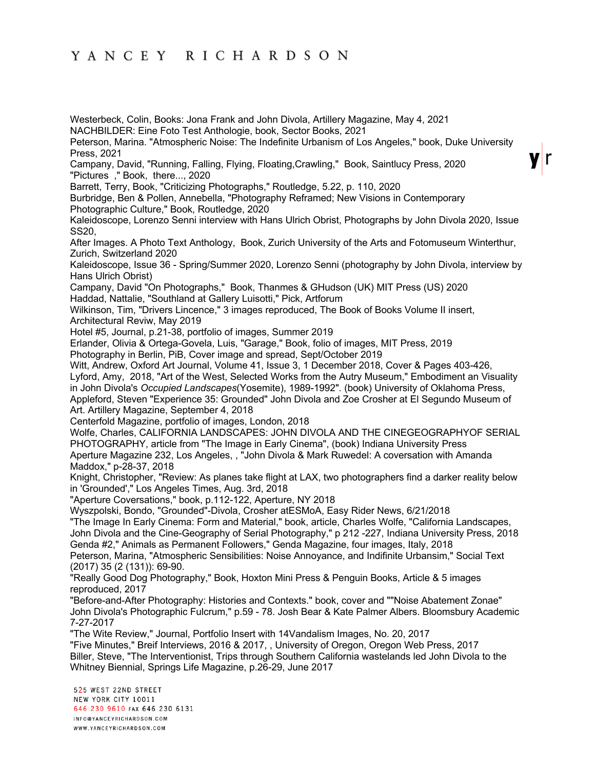Westerbeck, Colin, Books: Jona Frank and John Divola, Artillery Magazine, May 4, 2021
NACHBILDER: Eine Foto Test Anthologie, book, Sector Books, 2021
Peterson, Marina. "Atmospheric Noise: The Indefinite Urbanism of Los Angeles," book, Duke University Press, 2021
Campany, David, "Running, Falling, Flying, Floating,Crawling," Book, Saintlucy Press, 2020
"Pictures ," Book, there..., 2020
Barrett, Terry, Book, "Criticizing Photographs," Routledge, 5.22, p. 110, 2020
Burbridge, Ben & Pollen, Annebella, "Photography Reframed; New Visions in Contemporary Photographic Culture," Book, Routledge, 2020
Kaleidoscope, Lorenzo Senni interview with Hans Ulrich Obrist, Photographs by John Divola 2020, Issue SS20,
After Images. A Photo Text Anthology, Book, Zurich University of the Arts and Fotomuseum Winterthur, Zurich, Switzerland 2020
Kaleidoscope, Issue 36 - Spring/Summer 2020, Lorenzo Senni (photography by John Divola, interview by Hans Ulrich Obrist)
Campany, David "On Photographs," Book, Thanmes & GHudson (UK) MIT Press (US) 2020
Haddad, Nattalie, "Southland at Gallery Luisotti," Pick, Artforum
Wilkinson, Tim, "Drivers Lincence," 3 images reproduced, The Book of Books Volume II insert, Architectural Reviw, May 2019
Hotel #5, Journal, p.21-38, portfolio of images, Summer 2019
Erlander, Olivia & Ortega-Govela, Luis, "Garage," Book, folio of images, MIT Press, 2019
Photography in Berlin, PiB, Cover image and spread, Sept/October 2019
Witt, Andrew, Oxford Art Journal, Volume 41, Issue 3, 1 December 2018, Cover & Pages 403-426,
Lyford, Amy, 2018, "Art of the West, Selected Works from the Autry Museum," Embodiment an Visuality in John Divola's *Occupied Landscapes*(Yosemite), 1989-1992". (book) University of Oklahoma Press,
Appleford, Steven "Experience 35: Grounded" John Divola and Zoe Crosher at El Segundo Museum of Art. Artillery Magazine, September 4, 2018
Centerfold Magazine, portfolio of images, London, 2018
Wolfe, Charles, CALIFORNIA LANDSCAPES: JOHN DIVOLA AND THE CINEGEOGRAPHYOF SERIAL PHOTOGRAPHY, article from "The Image in Early Cinema", (book) Indiana University Press
Aperture Magazine 232, Los Angeles, , "John Divola & Mark Ruwedel: A coversation with Amanda Maddox," p-28-37, 2018
Knight, Christopher, "Review: As planes take flight at LAX, two photographers find a darker reality below in 'Grounded'," Los Angeles Times, Aug. 3rd, 2018
"Aperture Coversations," book, p.112-122, Aperture, NY 2018
Wyszpolski, Bondo, "Grounded"-Divola, Crosher atESMoA, Easy Rider News, 6/21/2018
"The Image In Early Cinema: Form and Material," book, article, Charles Wolfe, "California Landscapes, John Divola and the Cine-Geography of Serial Photography," p 212 -227, Indiana University Press, 2018
Genda #2," Animals as Permanent Followers," Genda Magazine, four images, Italy, 2018
Peterson, Marina, "Atmospheric Sensibilities: Noise Annoyance, and Indifinite Urbansim," Social Text (2017) 35 (2 (131)): 69-90.
"Really Good Dog Photography," Book, Hoxton Mini Press & Penguin Books, Article & 5 images reproduced, 2017
"Before-and-After Photography: Histories and Contexts." book, cover and ""Noise Abatement Zonae" John Divola's Photographic Fulcrum," p.59 - 78. Josh Bear & Kate Palmer Albers. Bloomsbury Academic 7-27-2017
"The Wite Review," Journal, Portfolio Insert with 14Vandalism Images, No. 20, 2017
"Five Minutes," Breif Interviews, 2016 & 2017, , University of Oregon, Oregon Web Press, 2017
Biller, Steve, "The Interventionist, Trips through Southern California wastelands led John Divola to the Whitney Biennial, Springs Life Magazine, p.26-29, June 2017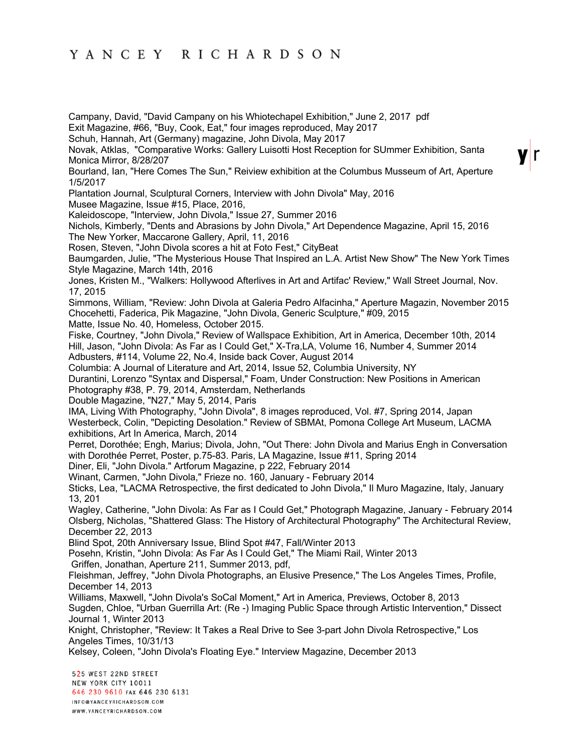Campany, David, "David Campany on his Whiotechapel Exhibition," June 2, 2017 pdf
Exit Magazine, #66, "Buy, Cook, Eat," four images reproduced, May 2017
Schuh, Hannah, Art (Germany) magazine, John Divola, May 2017
Novak, Atklas, "Comparative Works: Gallery Luisotti Host Reception for SUmmer Exhibition, Santa Monica Mirror, 8/28/207
Bourland, Ian, "Here Comes The Sun," Reiview exhibition at the Columbus Musseum of Art, Aperture 1/5/2017
Plantation Journal, Sculptural Corners, Interview with John Divola" May, 2016
Musee Magazine, Issue #15, Place, 2016,
Kaleidoscope, "Interview, John Divola," Issue 27, Summer 2016
Nichols, Kimberly, "Dents and Abrasions by John Divola," Art Dependence Magazine, April 15, 2016
The New Yorker, Maccarone Gallery, April, 11, 2016
Rosen, Steven, "John Divola scores a hit at Foto Fest," CityBeat
Baumgarden, Julie, "The Mysterious House That Inspired an L.A. Artist New Show" The New York Times Style Magazine, March 14th, 2016
Jones, Kristen M., "Walkers: Hollywood Afterlives in Art and Artifac' Review," Wall Street Journal, Nov. 17, 2015
Simmons, William, "Review: John Divola at Galeria Pedro Alfacinha," Aperture Magazin, November 2015
Chocehetti, Faderica, Pik Magazine, "John Divola, Generic Sculpture," #09, 2015
Matte, Issue No. 40, Homeless, October 2015.
Fiske, Courtney, "John Divola," Review of Wallspace Exhibition, Art in America, December 10th, 2014
Hill, Jason, "John Divola: As Far as I Could Get," X-Tra,LA, Volume 16, Number 4, Summer 2014
Adbusters, #114, Volume 22, No.4, Inside back Cover, August 2014
Columbia: A Journal of Literature and Art, 2014, Issue 52, Columbia University, NY
Durantini, Lorenzo "Syntax and Dispersal," Foam, Under Construction: New Positions in American Photography #38, P. 79, 2014, Amsterdam, Netherlands
Double Magazine, "N27," May 5, 2014, Paris
IMA, Living With Photography, "John Divola", 8 images reproduced, Vol. #7, Spring 2014, Japan
Westerbeck, Colin, "Depicting Desolation." Review of SBMAt, Pomona College Art Museum, LACMA exhibitions, Art In America, March, 2014
Perret, Dorothée; Engh, Marius; Divola, John, "Out There: John Divola and Marius Engh in Conversation with Dorothée Perret, Poster, p.75-83. Paris, LA Magazine, Issue #11, Spring 2014
Diner, Eli, "John Divola." Artforum Magazine, p 222, February 2014
Winant, Carmen, "John Divola," Frieze no. 160, January - February 2014
Sticks, Lea, "LACMA Retrospective, the first dedicated to John Divola," Il Muro Magazine, Italy, January 13, 201
Wagley, Catherine, "John Divola: As Far as I Could Get," Photograph Magazine, January - February 2014
Olsberg, Nicholas, "Shattered Glass: The History of Architectural Photography" The Architectural Review, December 22, 2013
Blind Spot, 20th Anniversary Issue, Blind Spot #47, Fall/Winter 2013
Posehn, Kristin, "John Divola: As Far As I Could Get," The Miami Rail, Winter 2013
Griffen, Jonathan, Aperture 211, Summer 2013, pdf,
Fleishman, Jeffrey, "John Divola Photographs, an Elusive Presence," The Los Angeles Times, Profile, December 14, 2013
Williams, Maxwell, "John Divola's SoCal Moment," Art in America, Previews, October 8, 2013
Sugden, Chloe, "Urban Guerrilla Art: (Re -) Imaging Public Space through Artistic Intervention," Dissect Journal 1, Winter 2013
Knight, Christopher, "Review: It Takes a Real Drive to See 3-part John Divola Retrospective," Los Angeles Times, 10/31/13
Kelsey, Coleen, "John Divola's Floating Eye." Interview Magazine, December 2013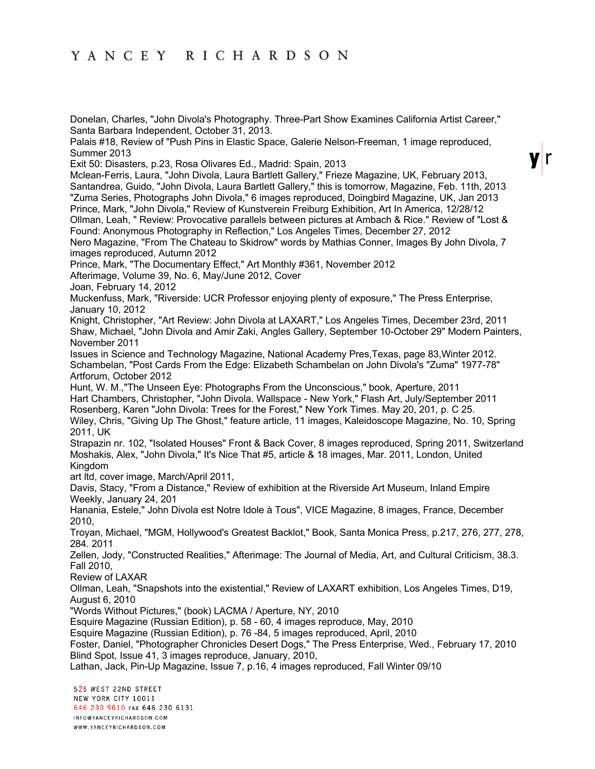Donelan, Charles, "John Divola's Photography. Three-Part Show Examines California Artist Career," Santa Barbara Independent, October 31, 2013.

Palais #18, Review of "Push Pins in Elastic Space, Galerie Nelson-Freeman, 1 image reproduced, Summer 2013

Exit 50: Disasters, p.23, Rosa Olivares Ed., Madrid: Spain, 2013

Mclean-Ferris, Laura, "John Divola, Laura Bartlett Gallery," Frieze Magazine, UK, February 2013,

Santandrea, Guido, "John Divola, Laura Bartlett Gallery," this is tomorrow, Magazine, Feb. 11th, 2013

"Zuma Series, Photographs John Divola," 6 images reproduced, Doingbird Magazine, UK, Jan 2013

Prince, Mark, "John Divola," Review of Kunstverein Freiburg Exhibition, Art In America, 12/28/12

Ollman, Leah, " Review: Provocative parallels between pictures at Ambach & Rice." Review of "Lost & Found: Anonymous Photography in Reflection," Los Angeles Times, December 27, 2012

Nero Magazine, "From The Chateau to Skidrow" words by Mathias Conner, Images By John Divola, 7 images reproduced, Autumn 2012

Prince, Mark, "The Documentary Effect," Art Monthly #361, November 2012

Afterimage, Volume 39, No. 6, May/June 2012, Cover

Joan, February 14, 2012

Muckenfuss, Mark, "Riverside: UCR Professor enjoying plenty of exposure," The Press Enterprise, January 10, 2012

Knight, Christopher, "Art Review: John Divola at LAXART," Los Angeles Times, December 23rd, 2011

Shaw, Michael, "John Divola and Amir Zaki, Angles Gallery, September 10-October 29" Modern Painters, November 2011

Issues in Science and Technology Magazine, National Academy Pres,Texas, page 83,Winter 2012.

Schambelan, "Post Cards From the Edge: Elizabeth Schambelan on John Divola's "Zuma" 1977-78" Artforum, October 2012

Hunt, W. M.,"The Unseen Eye: Photographs From the Unconscious," book, Aperture, 2011

Hart Chambers, Christopher, "John Divola. Wallspace - New York," Flash Art, July/September 2011

Rosenberg, Karen "John Divola: Trees for the Forest," New York Times. May 20, 201, p. C 25.

Wiley, Chris, "Giving Up The Ghost," feature article, 11 images, Kaleidoscope Magazine, No. 10, Spring 2011, UK

Strapazin nr. 102, "Isolated Houses" Front & Back Cover, 8 images reproduced, Spring 2011, Switzerland

Moshakis, Alex, "John Divola," It's Nice That #5, article & 18 images, Mar. 2011, London, United Kingdom

art ltd, cover image, March/April 2011,

Davis, Stacy, "From a Distance," Review of exhibition at the Riverside Art Museum, Inland Empire Weekly, January 24, 201

Hanania, Estele," John Divola est Notre Idole à Tous", VICE Magazine, 8 images, France, December 2010,

Troyan, Michael, "MGM, Hollywood's Greatest Backlot," Book, Santa Monica Press, p.217, 276, 277, 278, 284. 2011

Zellen, Jody, "Constructed Realities," Afterimage: The Journal of Media, Art, and Cultural Criticism, 38.3. Fall 2010,

Review of LAXAR

Ollman, Leah, "Snapshots into the existential," Review of LAXART exhibition, Los Angeles Times, D19, August 6, 2010

"Words Without Pictures," (book) LACMA / Aperture, NY, 2010

Esquire Magazine (Russian Edition), p. 58 - 60, 4 images reproduce, May, 2010

Esquire Magazine (Russian Edition), p. 76 -84, 5 images reproduced, April, 2010

Foster, Daniel, "Photographer Chronicles Desert Dogs," The Press Enterprise, Wed., February 17, 2010

Blind Spot, Issue 41, 3 images reproduce, January, 2010,

Lathan, Jack, Pin-Up Magazine, Issue 7, p.16, 4 images reproduced, Fall Winter 09/10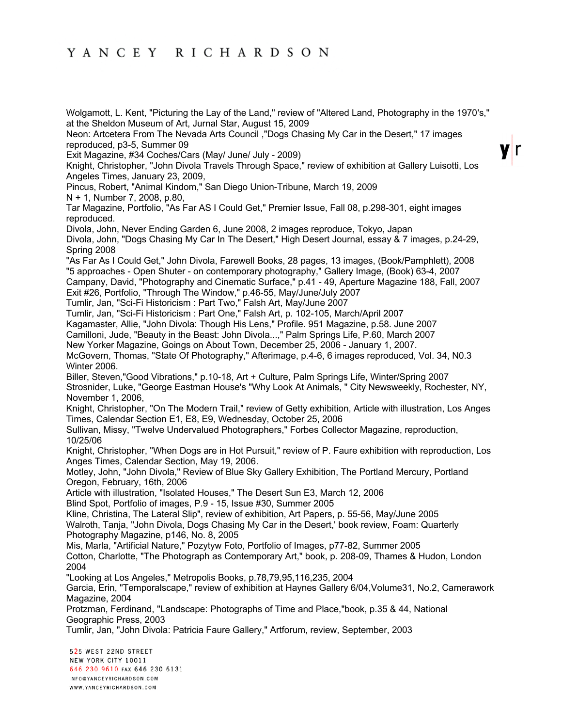Wolgamott, L. Kent, "Picturing the Lay of the Land," review of "Altered Land, Photography in the 1970's," at the Sheldon Museum of Art, Jurnal Star, August 15, 2009

Neon: Artcetera From The Nevada Arts Council ,"Dogs Chasing My Car in the Desert," 17 images reproduced, p3-5, Summer 09

Exit Magazine, #34 Coches/Cars (May/ June/ July - 2009)

Knight, Christopher, "John Divola Travels Through Space," review of exhibition at Gallery Luisotti, Los Angeles Times, January 23, 2009,

Pincus, Robert, "Animal Kindom," San Diego Union-Tribune, March 19, 2009

N + 1, Number 7, 2008, p.80,

Tar Magazine, Portfolio, "As Far AS I Could Get," Premier Issue, Fall 08, p.298-301, eight images reproduced.

Divola, John, Never Ending Garden 6, June 2008, 2 images reproduce, Tokyo, Japan

Divola, John, "Dogs Chasing My Car In The Desert," High Desert Journal, essay & 7 images, p.24-29, Spring 2008

"As Far As I Could Get," John Divola, Farewell Books, 28 pages, 13 images, (Book/Pamphlett), 2008

"5 approaches - Open Shuter - on contemporary photography," Gallery Image, (Book) 63-4, 2007

Campany, David, "Photography and Cinematic Surface," p.41 - 49, Aperture Magazine 188, Fall, 2007

Exit #26, Portfolio, "Through The Window," p.46-55, May/June/July 2007

Tumlir, Jan, "Sci-Fi Historicism : Part Two," Falsh Art, May/June 2007

Tumlir, Jan, "Sci-Fi Historicism : Part One," Falsh Art, p. 102-105, March/April 2007

Kagamaster, Allie, "John Divola: Though His Lens," Profile. 951 Magazine, p.58. June 2007

Camilloni, Jude, "Beauty in the Beast: John Divola...," Palm Springs Life, P.60, March 2007

New Yorker Magazine, Goings on About Town, December 25, 2006 - January 1, 2007.

McGovern, Thomas, "State Of Photography," Afterimage, p.4-6, 6 images reproduced, Vol. 34, N0.3 Winter 2006.

Biller, Steven,"Good Vibrations," p.10-18, Art + Culture, Palm Springs Life, Winter/Spring 2007

Strosnider, Luke, "George Eastman House's "Why Look At Animals, " City Newsweekly, Rochester, NY, November 1, 2006,

Knight, Christopher, "On The Modern Trail," review of Getty exhibition, Article with illustration, Los Anges Times, Calendar Section E1, E8, E9, Wednesday, October 25, 2006

Sullivan, Missy, "Twelve Undervalued Photographers," Forbes Collector Magazine, reproduction, 10/25/06

Knight, Christopher, "When Dogs are in Hot Pursuit," review of P. Faure exhibition with reproduction, Los Anges Times, Calendar Section, May 19, 2006.

Motley, John, "John Divola," Review of Blue Sky Gallery Exhibition, The Portland Mercury, Portland Oregon, February, 16th, 2006

Article with illustration, "Isolated Houses," The Desert Sun E3, March 12, 2006

Blind Spot, Portfolio of images, P.9 - 15, Issue #30, Summer 2005

Kline, Christina, The Lateral Slip", review of exhibition, Art Papers, p. 55-56, May/June 2005

Walroth, Tanja, "John Divola, Dogs Chasing My Car in the Desert,' book review, Foam: Quarterly Photography Magazine, p146, No. 8, 2005

Mis, Marla, "Artificial Nature," Pozytyw Foto, Portfolio of Images, p77-82, Summer 2005

Cotton, Charlotte, "The Photograph as Contemporary Art," book, p. 208-09, Thames & Hudon, London 2004

"Looking at Los Angeles," Metropolis Books, p.78,79,95,116,235, 2004

Garcia, Erin, "Temporalscape," review of exhibition at Haynes Gallery 6/04,Volume31, No.2, Camerawork Magazine, 2004

Protzman, Ferdinand, "Landscape: Photographs of Time and Place,"book, p.35 & 44, National Geographic Press, 2003

Tumlir, Jan, "John Divola: Patricia Faure Gallery," Artforum, review, September, 2003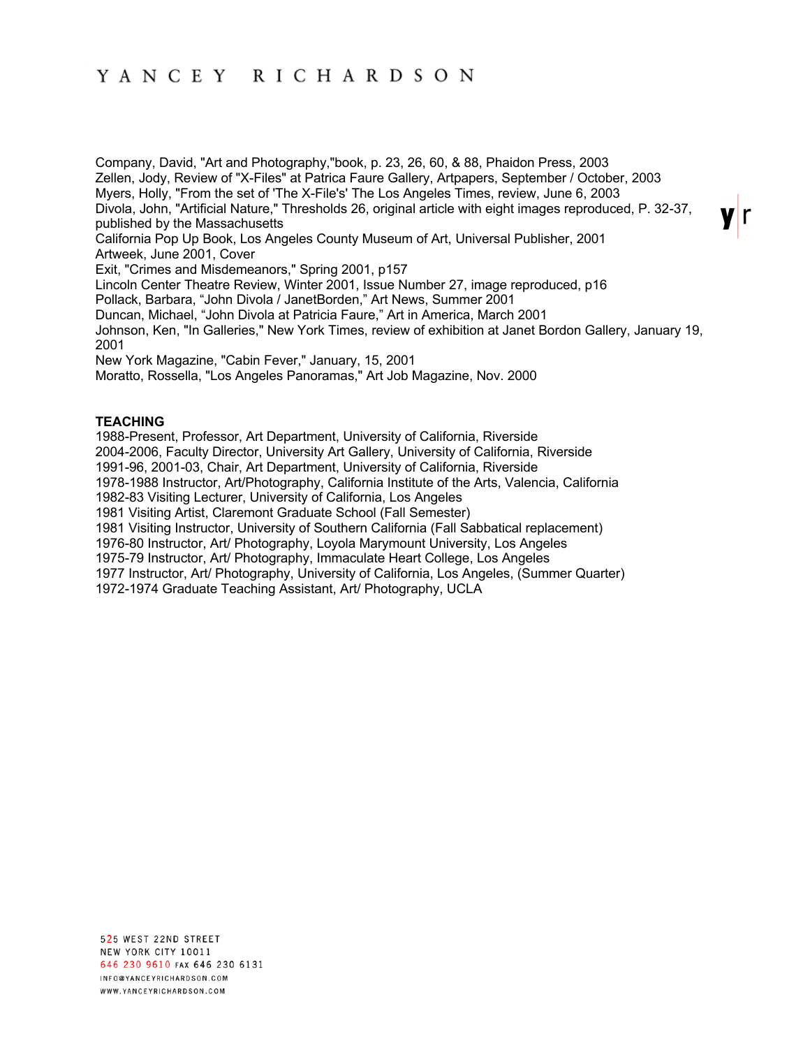Company, David, "Art and Photography,"book, p. 23, 26, 60, & 88, Phaidon Press, 2003
Zellen, Jody, Review of "X-Files" at Patrica Faure Gallery, Artpapers, September / October, 2003
Myers, Holly, "From the set of 'The X-File's' The Los Angeles Times, review, June 6, 2003
Divola, John, "Artificial Nature," Thresholds 26, original article with eight images reproduced, P. 32-37, published by the Massachusetts
California Pop Up Book, Los Angeles County Museum of Art, Universal Publisher, 2001
Artweek, June 2001, Cover
Exit, "Crimes and Misdemeanors," Spring 2001, p157
Lincoln Center Theatre Review, Winter 2001, Issue Number 27, image reproduced, p16
Pollack, Barbara, "John Divola / JanetBorden," Art News, Summer 2001
Duncan, Michael, "John Divola at Patricia Faure," Art in America, March 2001
Johnson, Ken, "In Galleries," New York Times, review of exhibition at Janet Bordon Gallery, January 19, 2001
New York Magazine, "Cabin Fever," January, 15, 2001
Moratto, Rossella, "Los Angeles Panoramas," Art Job Magazine, Nov. 2000

**TEACHING**
1988-Present, Professor, Art Department, University of California, Riverside
2004-2006, Faculty Director, University Art Gallery, University of California, Riverside
1991-96, 2001-03, Chair, Art Department, University of California, Riverside
1978-1988 Instructor, Art/Photography, California Institute of the Arts, Valencia, California
1982-83 Visiting Lecturer, University of California, Los Angeles
1981 Visiting Artist, Claremont Graduate School (Fall Semester)
1981 Visiting Instructor, University of Southern California (Fall Sabbatical replacement)
1976-80 Instructor, Art/ Photography, Loyola Marymount University, Los Angeles
1975-79 Instructor, Art/ Photography, Immaculate Heart College, Los Angeles
1977 Instructor, Art/ Photography, University of California, Los Angeles, (Summer Quarter)
1972-1974 Graduate Teaching Assistant, Art/ Photography, UCLA